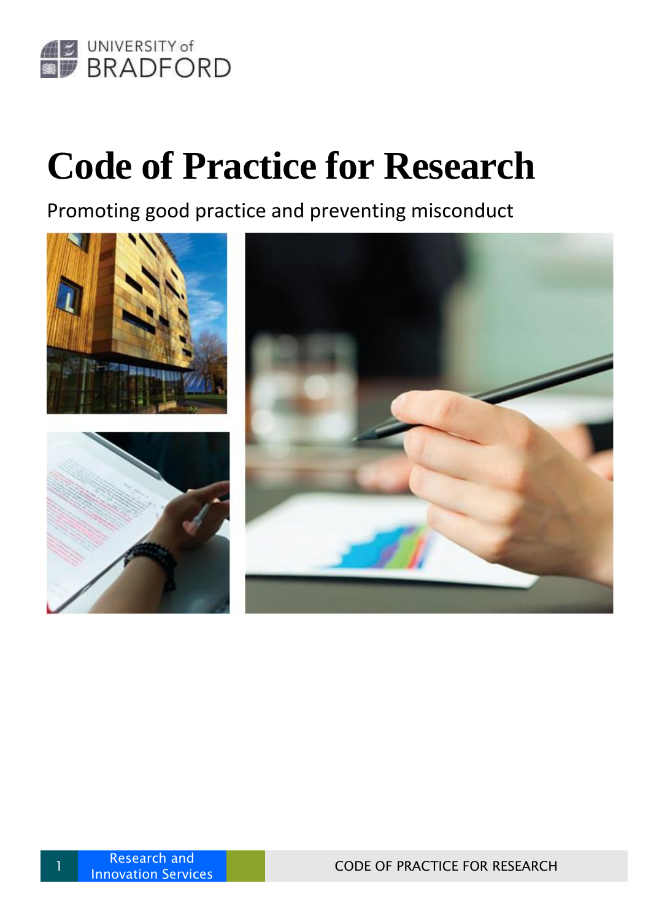UNIVERSITY of BRADFORD

# Code of Practice for Research

Promoting good practice and preventing misconduct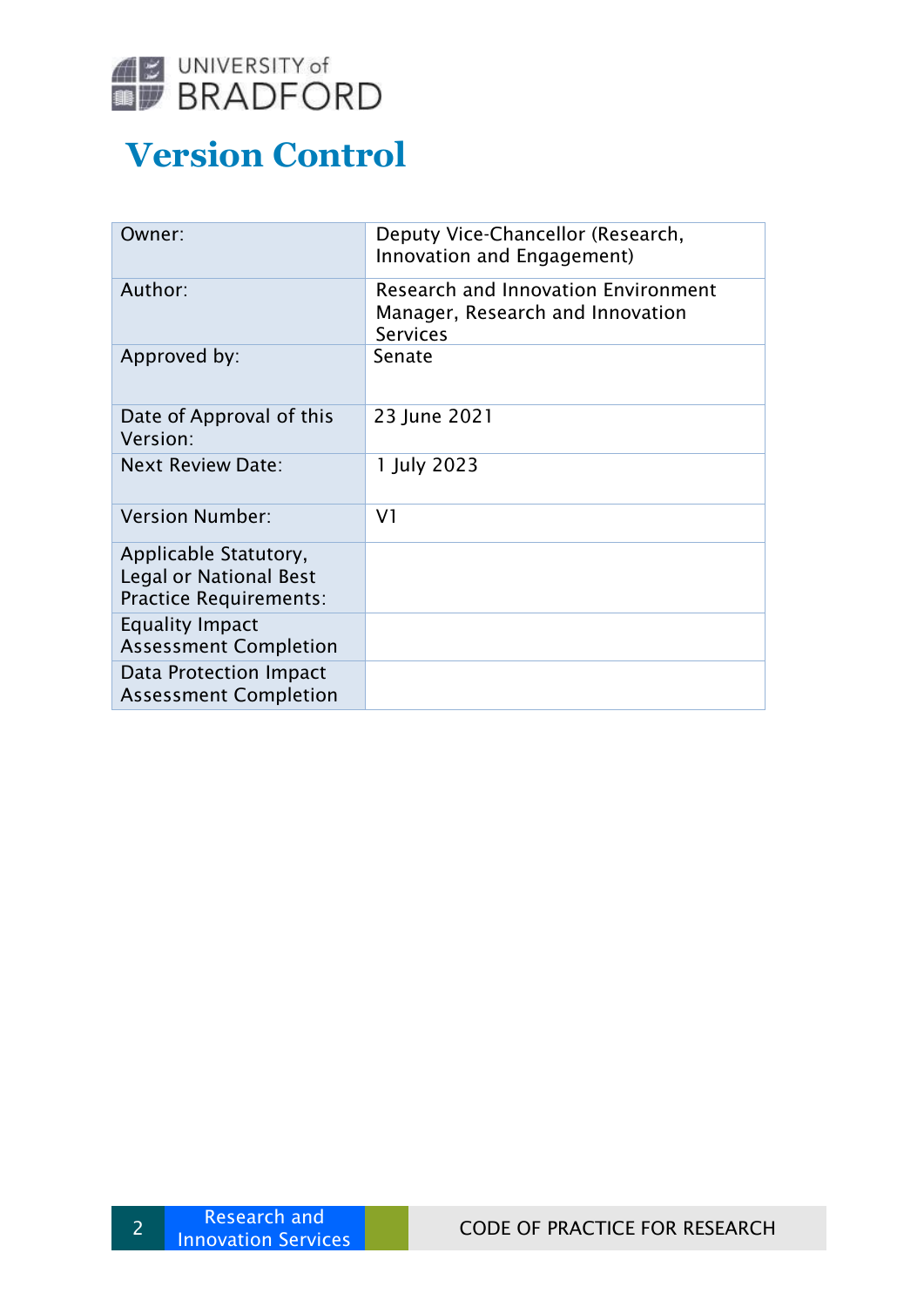# Version Control

| | |
|---|---|
| Owner: | Deputy Vice-Chancellor (Research, Innovation and Engagement) |
| Author: | Research and Innovation Environment Manager, Research and Innovation Services |
| Approved by: | Senate |
| Date of Approval of this Version: | 23 June 2021 |
| Next Review Date: | 1 July 2023 |
| Version Number: | V1 |
| Applicable Statutory, Legal or National Best Practice Requirements: | |
| Equality Impact Assessment Completion | |
| Data Protection Impact Assessment Completion | |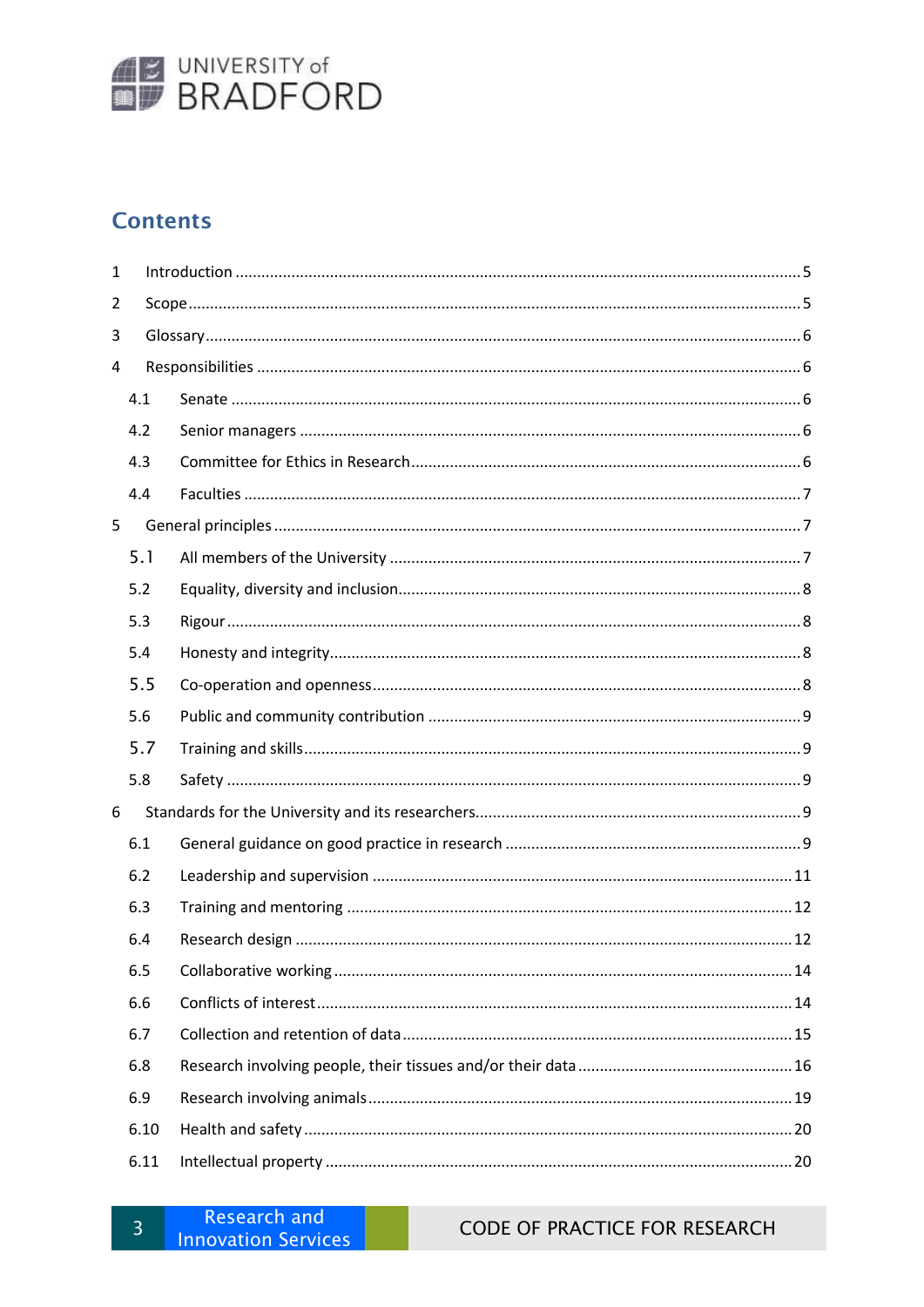## Contents

1 Introduction ..... 5

2 Scope ..... 5

3 Glossary ..... 6

4 Responsibilities ..... 6

- 4.1 Senate ..... 6
- 4.2 Senior managers ..... 6
- 4.3 Committee for Ethics in Research ..... 6
- 4.4 Faculties ..... 7

5 General principles ..... 7

- 5.1 All members of the University ..... 7
- 5.2 Equality, diversity and inclusion ..... 8
- 5.3 Rigour ..... 8
- 5.4 Honesty and integrity ..... 8
- 5.5 Co-operation and openness ..... 8
- 5.6 Public and community contribution ..... 9
- 5.7 Training and skills ..... 9
- 5.8 Safety ..... 9

6 Standards for the University and its researchers ..... 9

- 6.1 General guidance on good practice in research ..... 9
- 6.2 Leadership and supervision ..... 11
- 6.3 Training and mentoring ..... 12
- 6.4 Research design ..... 12
- 6.5 Collaborative working ..... 14
- 6.6 Conflicts of interest ..... 14
- 6.7 Collection and retention of data ..... 15
- 6.8 Research involving people, their tissues and/or their data ..... 16
- 6.9 Research involving animals ..... 19
- 6.10 Health and safety ..... 20
- 6.11 Intellectual property ..... 20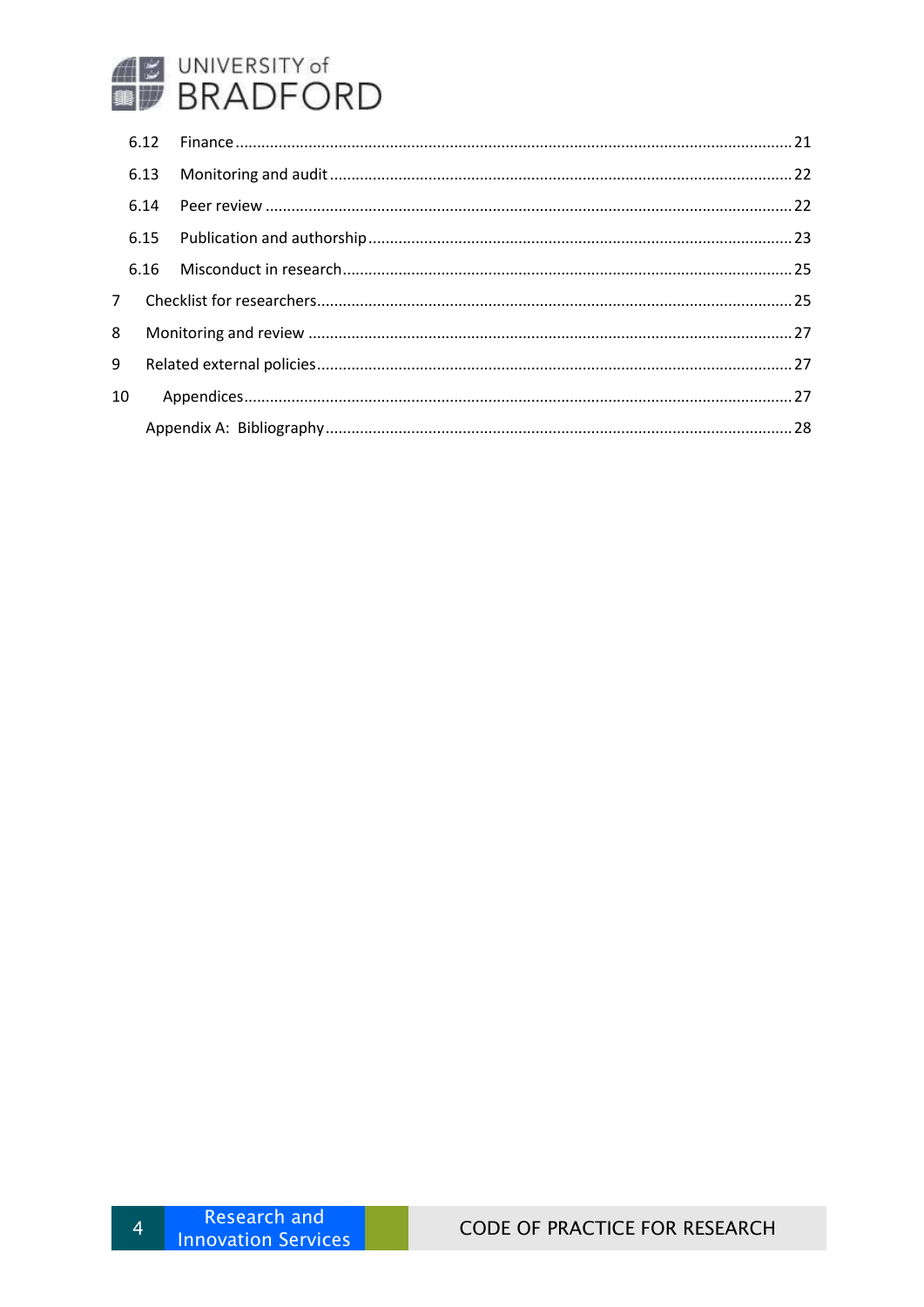6.12 Finance ... 21

6.13 Monitoring and audit ... 22

6.14 Peer review ... 22

6.15 Publication and authorship ... 23

6.16 Misconduct in research ... 25

7 Checklist for researchers ... 25

8 Monitoring and review ... 27

9 Related external policies ... 27

10 Appendices ... 27

Appendix A: Bibliography ... 28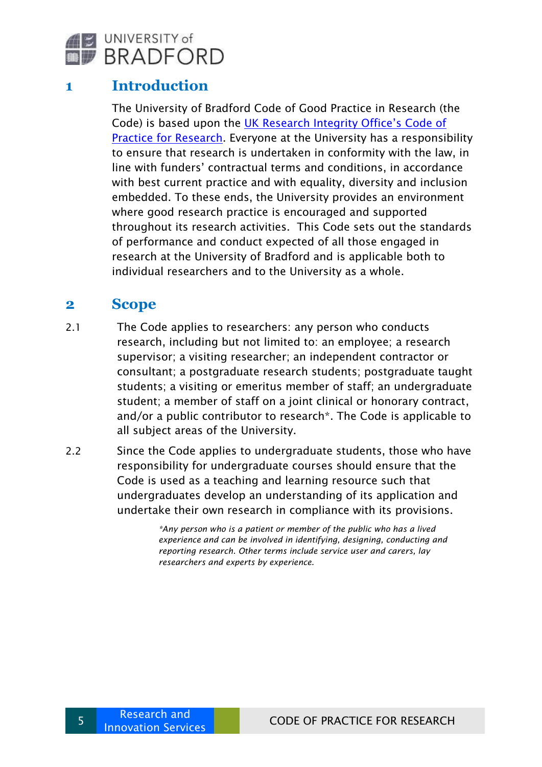# 1 Introduction

The University of Bradford Code of Good Practice in Research (the Code) is based upon the [UK Research Integrity Office's Code of Practice for Research](). Everyone at the University has a responsibility to ensure that research is undertaken in conformity with the law, in line with funders' contractual terms and conditions, in accordance with best current practice and with equality, diversity and inclusion embedded. To these ends, the University provides an environment where good research practice is encouraged and supported throughout its research activities. This Code sets out the standards of performance and conduct expected of all those engaged in research at the University of Bradford and is applicable both to individual researchers and to the University as a whole.

# 2 Scope

2.1 The Code applies to researchers: any person who conducts research, including but not limited to: an employee; a research supervisor; a visiting researcher; an independent contractor or consultant; a postgraduate research students; postgraduate taught students; a visiting or emeritus member of staff; an undergraduate student; a member of staff on a joint clinical or honorary contract, and/or a public contributor to research*. The Code is applicable to all subject areas of the University.

2.2 Since the Code applies to undergraduate students, those who have responsibility for undergraduate courses should ensure that the Code is used as a teaching and learning resource such that undergraduates develop an understanding of its application and undertake their own research in compliance with its provisions.

*\*Any person who is a patient or member of the public who has a lived experience and can be involved in identifying, designing, conducting and reporting research. Other terms include service user and carers, lay researchers and experts by experience.*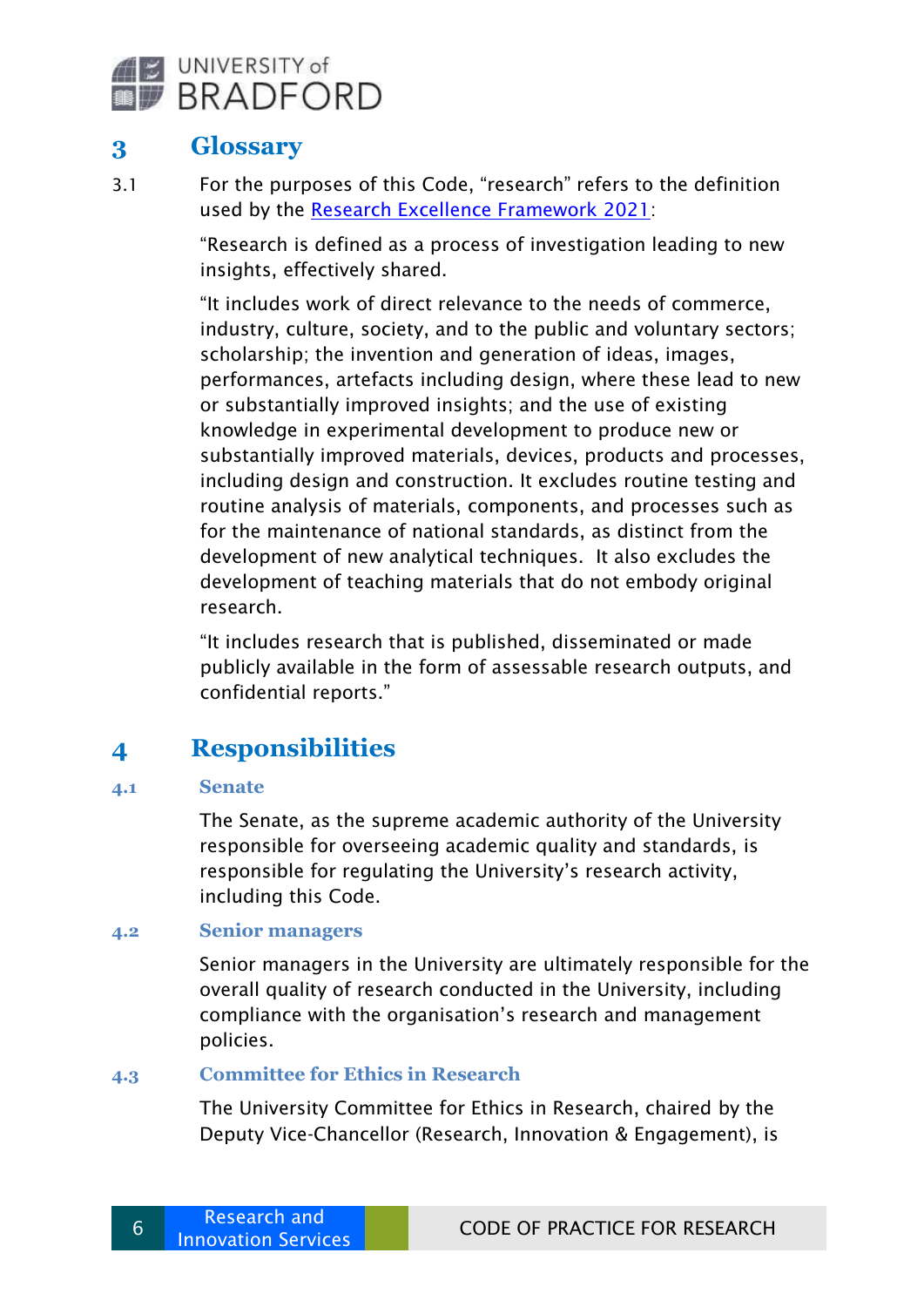# 3 Glossary

3.1 For the purposes of this Code, "research" refers to the definition used by the [Research Excellence Framework 2021](#):

"Research is defined as a process of investigation leading to new insights, effectively shared.

"It includes work of direct relevance to the needs of commerce, industry, culture, society, and to the public and voluntary sectors; scholarship; the invention and generation of ideas, images, performances, artefacts including design, where these lead to new or substantially improved insights; and the use of existing knowledge in experimental development to produce new or substantially improved materials, devices, products and processes, including design and construction. It excludes routine testing and routine analysis of materials, components, and processes such as for the maintenance of national standards, as distinct from the development of new analytical techniques. It also excludes the development of teaching materials that do not embody original research.

"It includes research that is published, disseminated or made publicly available in the form of assessable research outputs, and confidential reports."

# 4 Responsibilities

## 4.1 Senate

The Senate, as the supreme academic authority of the University responsible for overseeing academic quality and standards, is responsible for regulating the University's research activity, including this Code.

## 4.2 Senior managers

Senior managers in the University are ultimately responsible for the overall quality of research conducted in the University, including compliance with the organisation's research and management policies.

## 4.3 Committee for Ethics in Research

The University Committee for Ethics in Research, chaired by the Deputy Vice-Chancellor (Research, Innovation & Engagement), is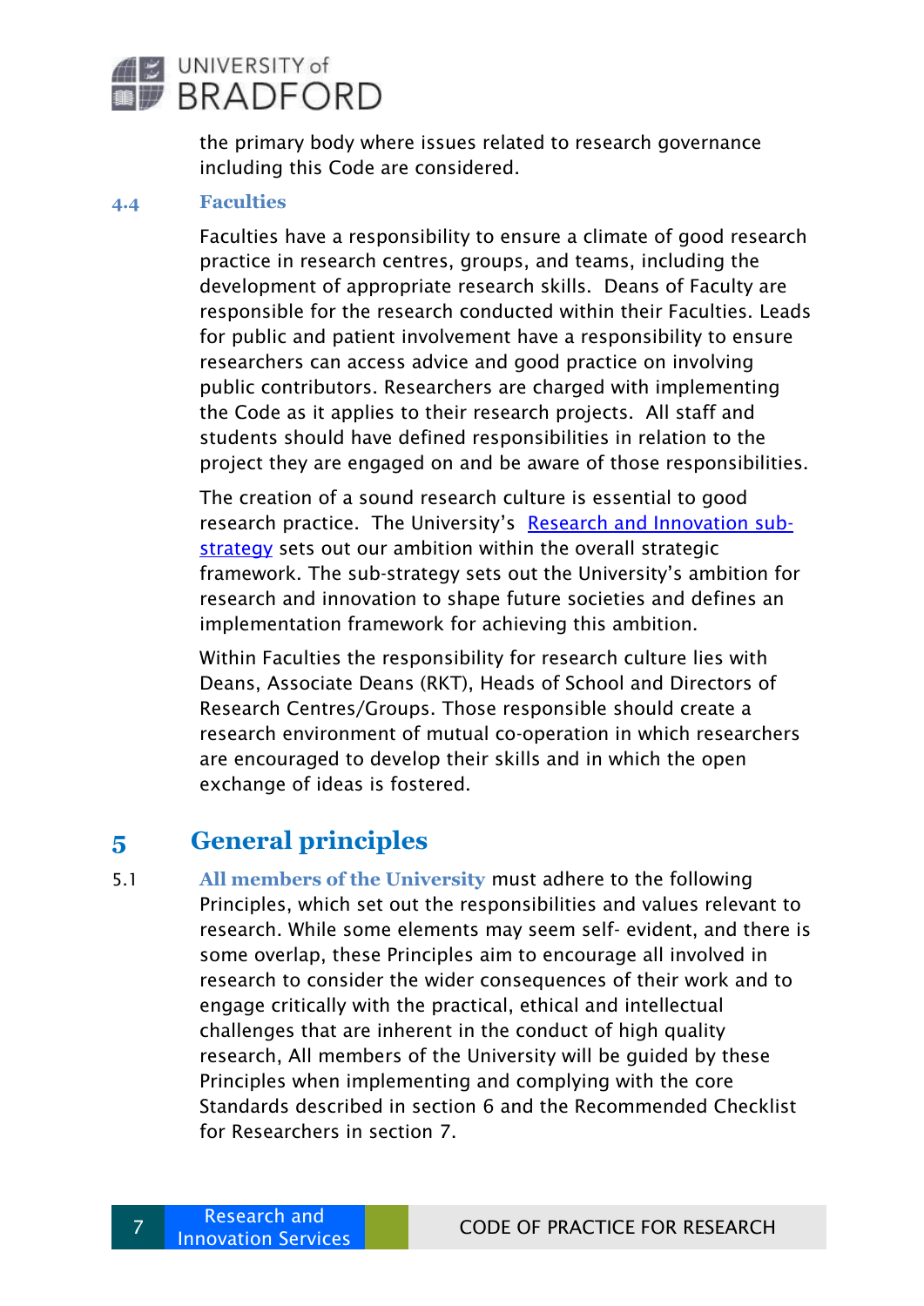the primary body where issues related to research governance including this Code are considered.

### 4.4 Faculties

Faculties have a responsibility to ensure a climate of good research practice in research centres, groups, and teams, including the development of appropriate research skills. Deans of Faculty are responsible for the research conducted within their Faculties. Leads for public and patient involvement have a responsibility to ensure researchers can access advice and good practice on involving public contributors. Researchers are charged with implementing the Code as it applies to their research projects. All staff and students should have defined responsibilities in relation to the project they are engaged on and be aware of those responsibilities.

The creation of a sound research culture is essential to good research practice. The University's [Research and Innovation sub-strategy](#) sets out our ambition within the overall strategic framework. The sub-strategy sets out the University's ambition for research and innovation to shape future societies and defines an implementation framework for achieving this ambition.

Within Faculties the responsibility for research culture lies with Deans, Associate Deans (RKT), Heads of School and Directors of Research Centres/Groups. Those responsible should create a research environment of mutual co-operation in which researchers are encouraged to develop their skills and in which the open exchange of ideas is fostered.

## 5 General principles

5.1 **All members of the University** must adhere to the following Principles, which set out the responsibilities and values relevant to research. While some elements may seem self- evident, and there is some overlap, these Principles aim to encourage all involved in research to consider the wider consequences of their work and to engage critically with the practical, ethical and intellectual challenges that are inherent in the conduct of high quality research, All members of the University will be guided by these Principles when implementing and complying with the core Standards described in section 6 and the Recommended Checklist for Researchers in section 7.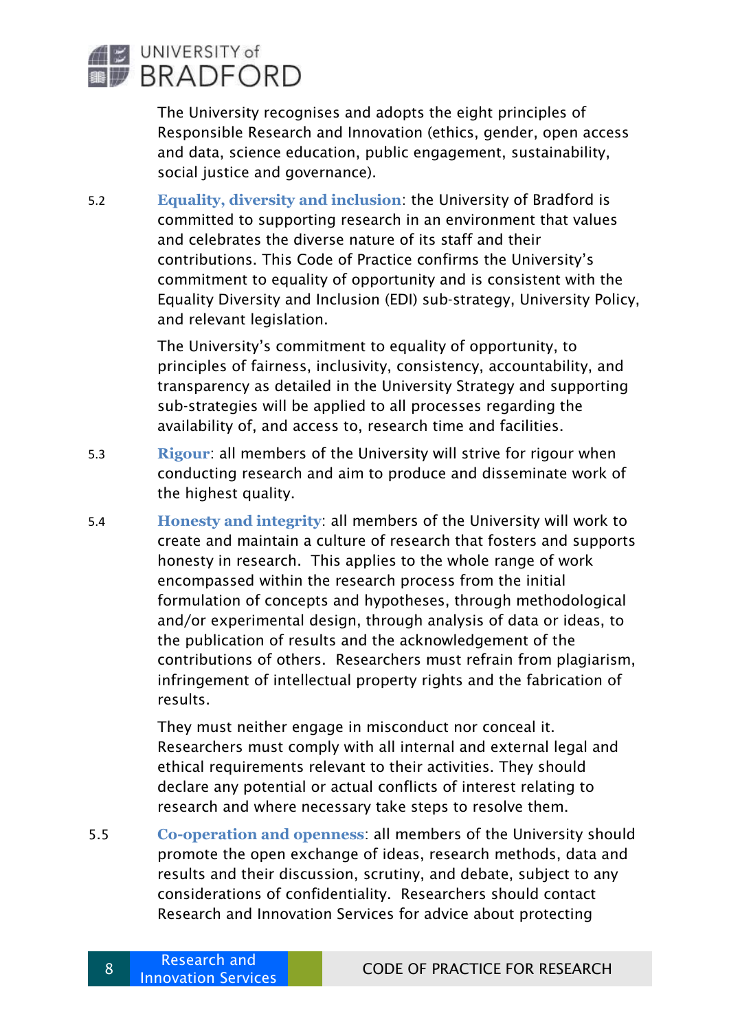The University recognises and adopts the eight principles of Responsible Research and Innovation (ethics, gender, open access and data, science education, public engagement, sustainability, social justice and governance).

5.2 **Equality, diversity and inclusion**: the University of Bradford is committed to supporting research in an environment that values and celebrates the diverse nature of its staff and their contributions. This Code of Practice confirms the University's commitment to equality of opportunity and is consistent with the Equality Diversity and Inclusion (EDI) sub-strategy, University Policy, and relevant legislation.

The University's commitment to equality of opportunity, to principles of fairness, inclusivity, consistency, accountability, and transparency as detailed in the University Strategy and supporting sub-strategies will be applied to all processes regarding the availability of, and access to, research time and facilities.

5.3 **Rigour**: all members of the University will strive for rigour when conducting research and aim to produce and disseminate work of the highest quality.

5.4 **Honesty and integrity**: all members of the University will work to create and maintain a culture of research that fosters and supports honesty in research. This applies to the whole range of work encompassed within the research process from the initial formulation of concepts and hypotheses, through methodological and/or experimental design, through analysis of data or ideas, to the publication of results and the acknowledgement of the contributions of others. Researchers must refrain from plagiarism, infringement of intellectual property rights and the fabrication of results.

They must neither engage in misconduct nor conceal it. Researchers must comply with all internal and external legal and ethical requirements relevant to their activities. They should declare any potential or actual conflicts of interest relating to research and where necessary take steps to resolve them.

5.5 **Co-operation and openness**: all members of the University should promote the open exchange of ideas, research methods, data and results and their discussion, scrutiny, and debate, subject to any considerations of confidentiality. Researchers should contact Research and Innovation Services for advice about protecting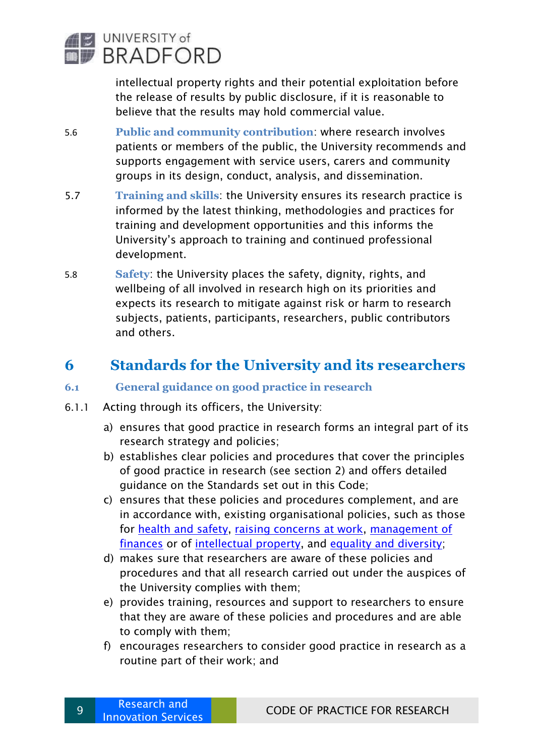intellectual property rights and their potential exploitation before the release of results by public disclosure, if it is reasonable to believe that the results may hold commercial value.

5.6 **Public and community contribution**: where research involves patients or members of the public, the University recommends and supports engagement with service users, carers and community groups in its design, conduct, analysis, and dissemination.

5.7 **Training and skills**: the University ensures its research practice is informed by the latest thinking, methodologies and practices for training and development opportunities and this informs the University's approach to training and continued professional development.

5.8 **Safety**: the University places the safety, dignity, rights, and wellbeing of all involved in research high on its priorities and expects its research to mitigate against risk or harm to research subjects, patients, participants, researchers, public contributors and others.

# 6 Standards for the University and its researchers

## 6.1 General guidance on good practice in research

6.1.1 Acting through its officers, the University:

a) ensures that good practice in research forms an integral part of its research strategy and policies;
b) establishes clear policies and procedures that cover the principles of good practice in research (see section 2) and offers detailed guidance on the Standards set out in this Code;
c) ensures that these policies and procedures complement, and are in accordance with, existing organisational policies, such as those for health and safety, raising concerns at work, management of finances or of intellectual property, and equality and diversity;
d) makes sure that researchers are aware of these policies and procedures and that all research carried out under the auspices of the University complies with them;
e) provides training, resources and support to researchers to ensure that they are aware of these policies and procedures and are able to comply with them;
f) encourages researchers to consider good practice in research as a routine part of their work; and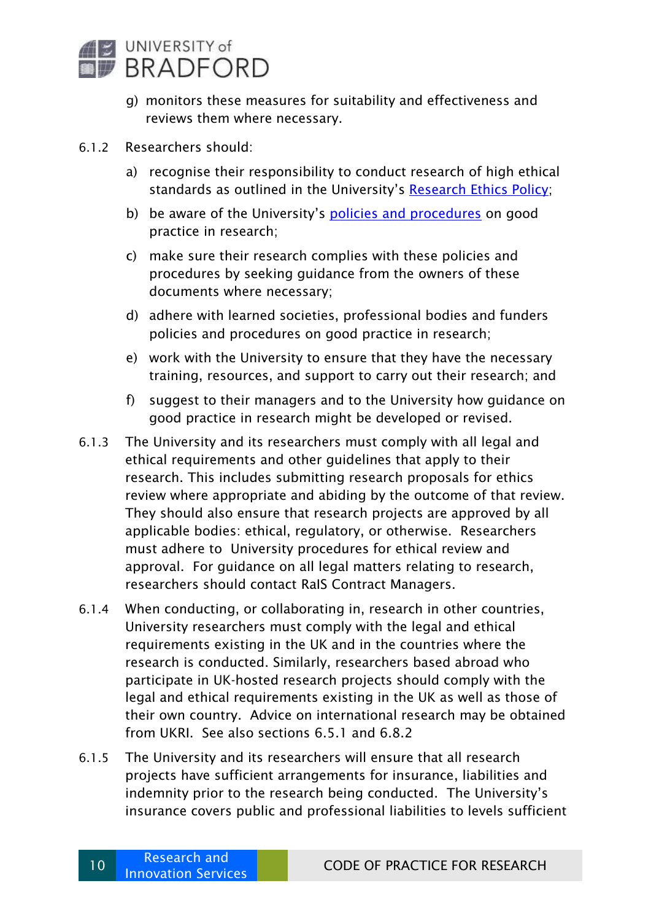g) monitors these measures for suitability and effectiveness and reviews them where necessary.

6.1.2 Researchers should:

a) recognise their responsibility to conduct research of high ethical standards as outlined in the University's [Research Ethics Policy](#);

b) be aware of the University's [policies and procedures](#) on good practice in research;

c) make sure their research complies with these policies and procedures by seeking guidance from the owners of these documents where necessary;

d) adhere with learned societies, professional bodies and funders policies and procedures on good practice in research;

e) work with the University to ensure that they have the necessary training, resources, and support to carry out their research; and

f) suggest to their managers and to the University how guidance on good practice in research might be developed or revised.

6.1.3 The University and its researchers must comply with all legal and ethical requirements and other guidelines that apply to their research. This includes submitting research proposals for ethics review where appropriate and abiding by the outcome of that review. They should also ensure that research projects are approved by all applicable bodies: ethical, regulatory, or otherwise. Researchers must adhere to University procedures for ethical review and approval. For guidance on all legal matters relating to research, researchers should contact RaIS Contract Managers.

6.1.4 When conducting, or collaborating in, research in other countries, University researchers must comply with the legal and ethical requirements existing in the UK and in the countries where the research is conducted. Similarly, researchers based abroad who participate in UK-hosted research projects should comply with the legal and ethical requirements existing in the UK as well as those of their own country. Advice on international research may be obtained from UKRI. See also sections 6.5.1 and 6.8.2

6.1.5 The University and its researchers will ensure that all research projects have sufficient arrangements for insurance, liabilities and indemnity prior to the research being conducted. The University's insurance covers public and professional liabilities to levels sufficient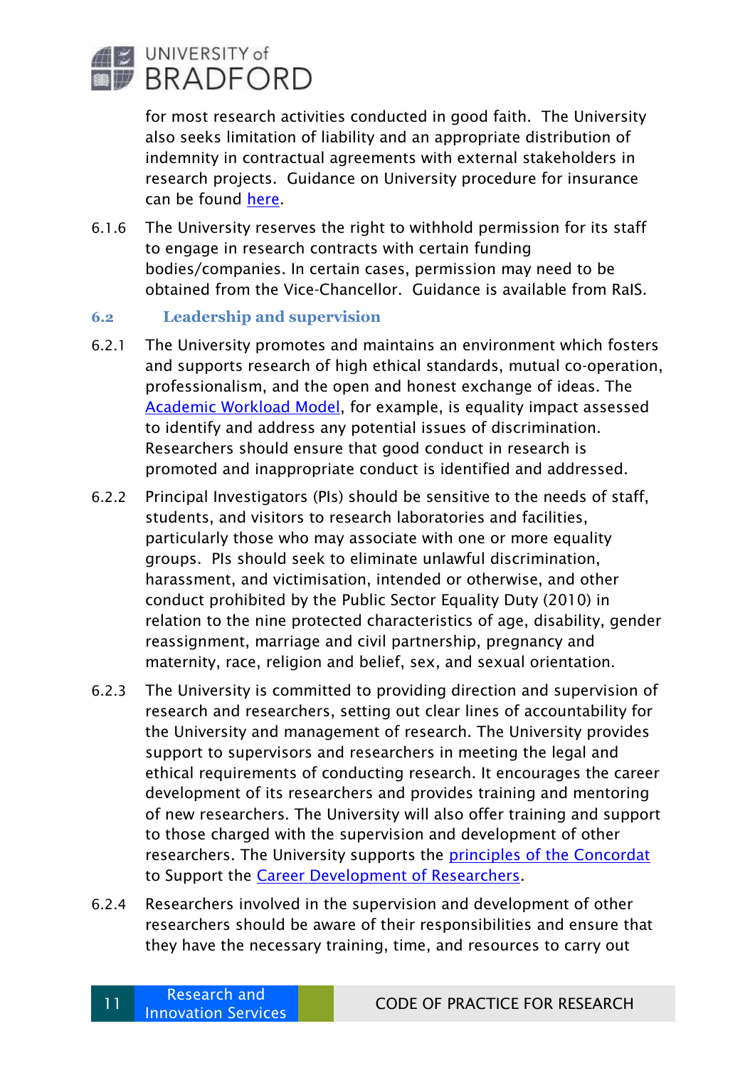for most research activities conducted in good faith. The University also seeks limitation of liability and an appropriate distribution of indemnity in contractual agreements with external stakeholders in research projects. Guidance on University procedure for insurance can be found [here](#).

6.1.6 The University reserves the right to withhold permission for its staff to engage in research contracts with certain funding bodies/companies. In certain cases, permission may need to be obtained from the Vice-Chancellor. Guidance is available from RaIS.

### 6.2 Leadership and supervision

6.2.1 The University promotes and maintains an environment which fosters and supports research of high ethical standards, mutual co-operation, professionalism, and the open and honest exchange of ideas. The [Academic Workload Model](#), for example, is equality impact assessed to identify and address any potential issues of discrimination. Researchers should ensure that good conduct in research is promoted and inappropriate conduct is identified and addressed.

6.2.2 Principal Investigators (PIs) should be sensitive to the needs of staff, students, and visitors to research laboratories and facilities, particularly those who may associate with one or more equality groups. PIs should seek to eliminate unlawful discrimination, harassment, and victimisation, intended or otherwise, and other conduct prohibited by the Public Sector Equality Duty (2010) in relation to the nine protected characteristics of age, disability, gender reassignment, marriage and civil partnership, pregnancy and maternity, race, religion and belief, sex, and sexual orientation.

6.2.3 The University is committed to providing direction and supervision of research and researchers, setting out clear lines of accountability for the University and management of research. The University provides support to supervisors and researchers in meeting the legal and ethical requirements of conducting research. It encourages the career development of its researchers and provides training and mentoring of new researchers. The University will also offer training and support to those charged with the supervision and development of other researchers. The University supports the [principles of the Concordat](#) to Support the [Career Development of Researchers](#).

6.2.4 Researchers involved in the supervision and development of other researchers should be aware of their responsibilities and ensure that they have the necessary training, time, and resources to carry out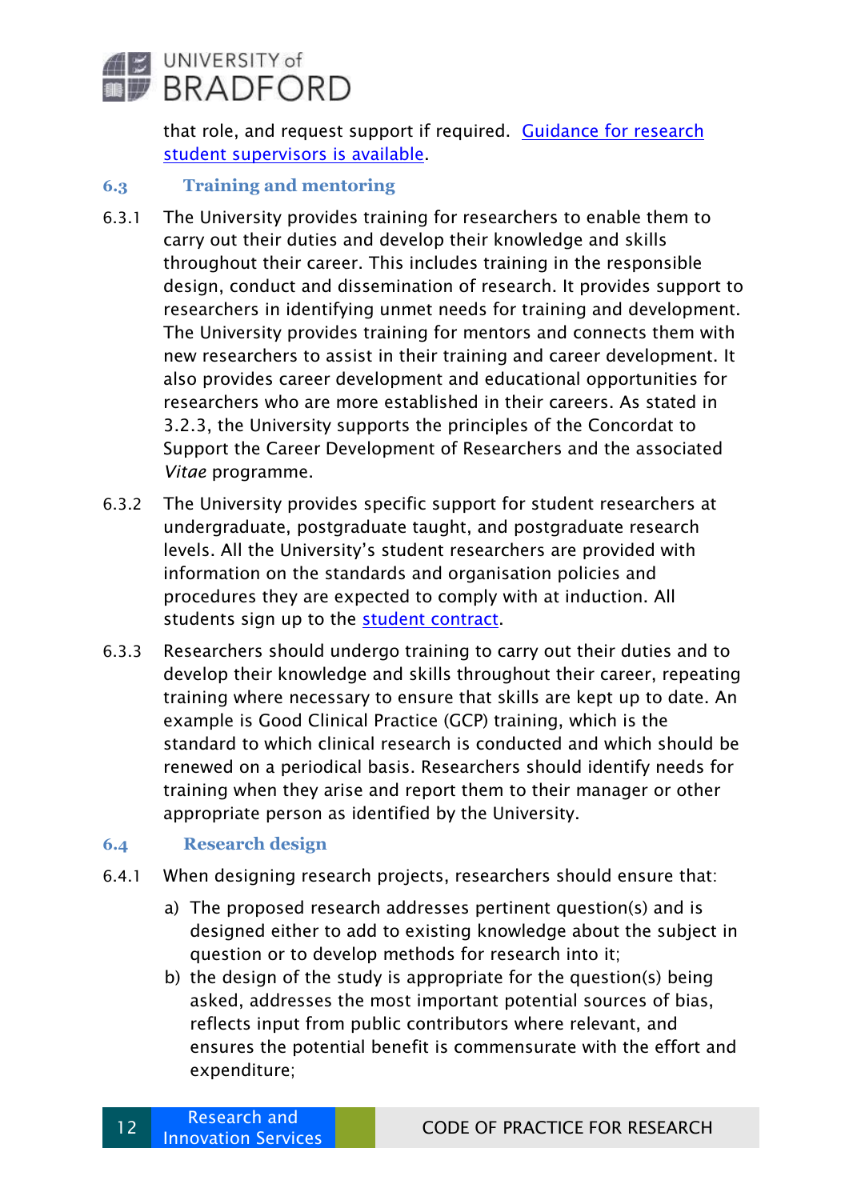that role, and request support if required. [Guidance for research student supervisors is available].

### 6.3 Training and mentoring

6.3.1 The University provides training for researchers to enable them to carry out their duties and develop their knowledge and skills throughout their career. This includes training in the responsible design, conduct and dissemination of research. It provides support to researchers in identifying unmet needs for training and development. The University provides training for mentors and connects them with new researchers to assist in their training and career development. It also provides career development and educational opportunities for researchers who are more established in their careers. As stated in 3.2.3, the University supports the principles of the Concordat to Support the Career Development of Researchers and the associated *Vitae* programme.

6.3.2 The University provides specific support for student researchers at undergraduate, postgraduate taught, and postgraduate research levels. All the University's student researchers are provided with information on the standards and organisation policies and procedures they are expected to comply with at induction. All students sign up to the [student contract].

6.3.3 Researchers should undergo training to carry out their duties and to develop their knowledge and skills throughout their career, repeating training where necessary to ensure that skills are kept up to date. An example is Good Clinical Practice (GCP) training, which is the standard to which clinical research is conducted and which should be renewed on a periodical basis. Researchers should identify needs for training when they arise and report them to their manager or other appropriate person as identified by the University.

### 6.4 Research design

6.4.1 When designing research projects, researchers should ensure that:

a) The proposed research addresses pertinent question(s) and is designed either to add to existing knowledge about the subject in question or to develop methods for research into it;
b) the design of the study is appropriate for the question(s) being asked, addresses the most important potential sources of bias, reflects input from public contributors where relevant, and ensures the potential benefit is commensurate with the effort and expenditure;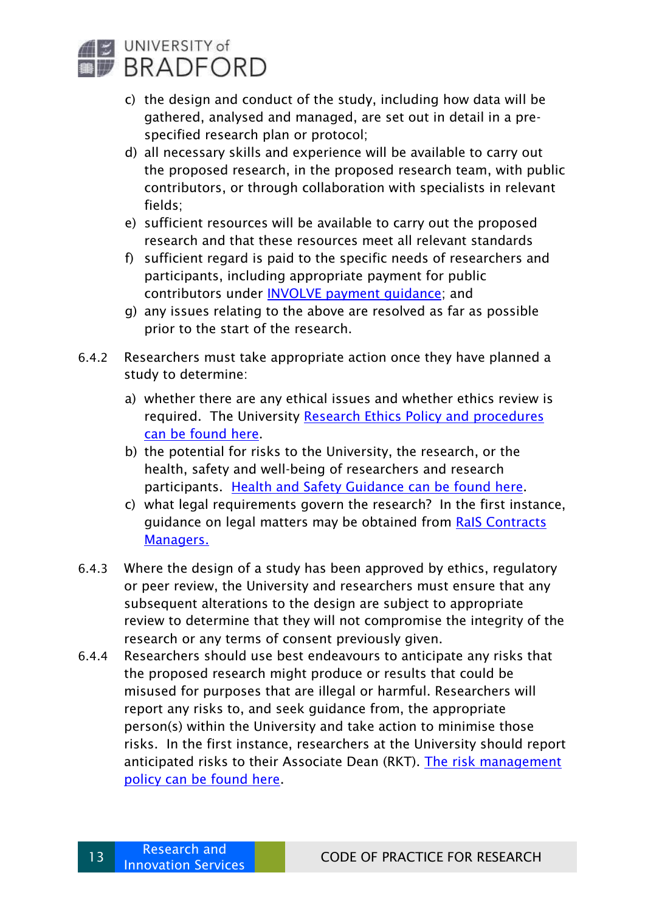c) the design and conduct of the study, including how data will be gathered, analysed and managed, are set out in detail in a pre-specified research plan or protocol;
d) all necessary skills and experience will be available to carry out the proposed research, in the proposed research team, with public contributors, or through collaboration with specialists in relevant fields;
e) sufficient resources will be available to carry out the proposed research and that these resources meet all relevant standards
f) sufficient regard is paid to the specific needs of researchers and participants, including appropriate payment for public contributors under [INVOLVE payment guidance](); and
g) any issues relating to the above are resolved as far as possible prior to the start of the research.

6.4.2 Researchers must take appropriate action once they have planned a study to determine:

a) whether there are any ethical issues and whether ethics review is required. The University [Research Ethics Policy and procedures can be found here]().
b) the potential for risks to the University, the research, or the health, safety and well-being of researchers and research participants. [Health and Safety Guidance can be found here]().
c) what legal requirements govern the research? In the first instance, guidance on legal matters may be obtained from [RaIS Contracts Managers.]()

6.4.3 Where the design of a study has been approved by ethics, regulatory or peer review, the University and researchers must ensure that any subsequent alterations to the design are subject to appropriate review to determine that they will not compromise the integrity of the research or any terms of consent previously given.

6.4.4 Researchers should use best endeavours to anticipate any risks that the proposed research might produce or results that could be misused for purposes that are illegal or harmful. Researchers will report any risks to, and seek guidance from, the appropriate person(s) within the University and take action to minimise those risks. In the first instance, researchers at the University should report anticipated risks to their Associate Dean (RKT). [The risk management policy can be found here]().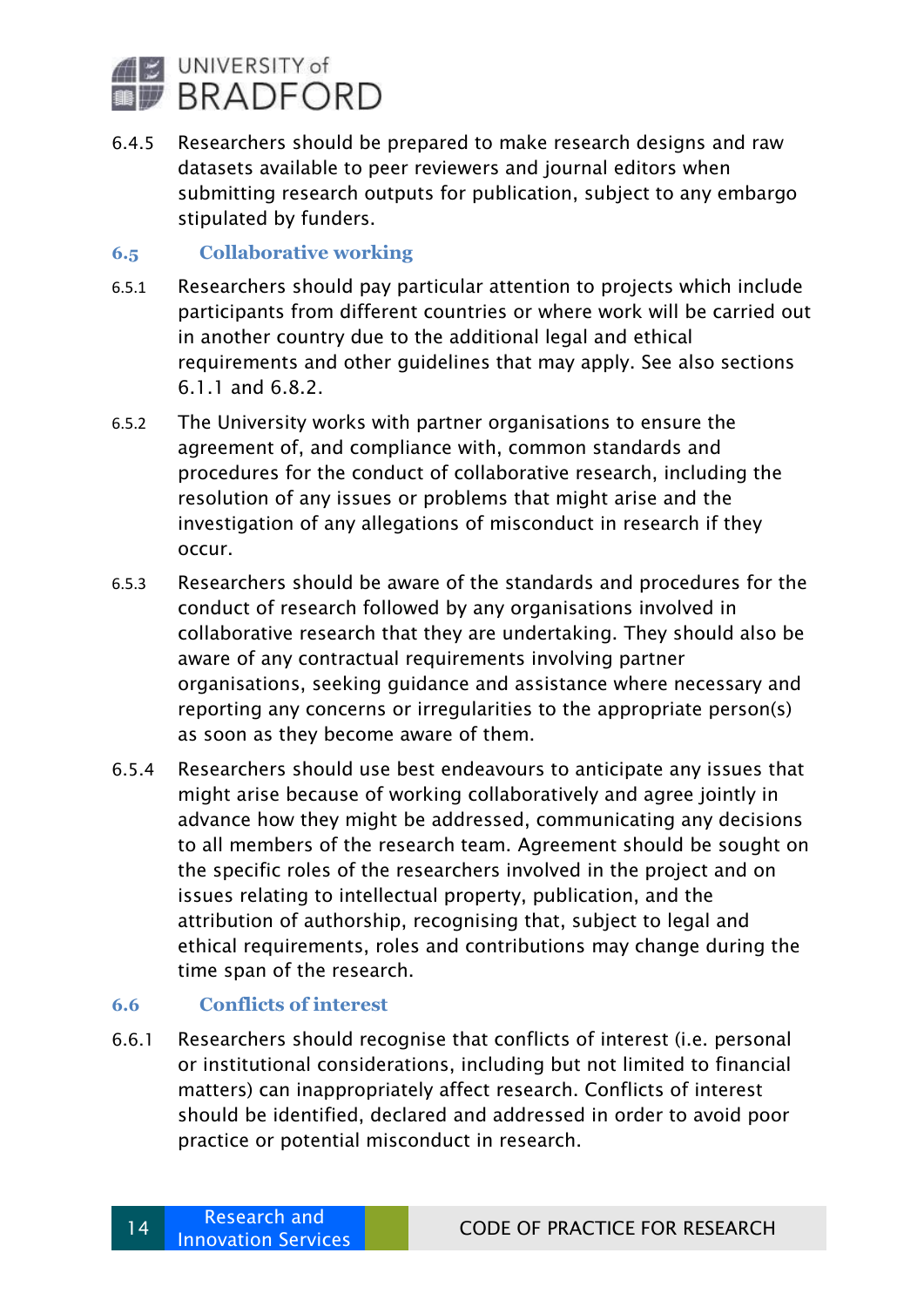6.4.5 Researchers should be prepared to make research designs and raw datasets available to peer reviewers and journal editors when submitting research outputs for publication, subject to any embargo stipulated by funders.

## 6.5 Collaborative working

6.5.1 Researchers should pay particular attention to projects which include participants from different countries or where work will be carried out in another country due to the additional legal and ethical requirements and other guidelines that may apply. See also sections 6.1.1 and 6.8.2.

6.5.2 The University works with partner organisations to ensure the agreement of, and compliance with, common standards and procedures for the conduct of collaborative research, including the resolution of any issues or problems that might arise and the investigation of any allegations of misconduct in research if they occur.

6.5.3 Researchers should be aware of the standards and procedures for the conduct of research followed by any organisations involved in collaborative research that they are undertaking. They should also be aware of any contractual requirements involving partner organisations, seeking guidance and assistance where necessary and reporting any concerns or irregularities to the appropriate person(s) as soon as they become aware of them.

6.5.4 Researchers should use best endeavours to anticipate any issues that might arise because of working collaboratively and agree jointly in advance how they might be addressed, communicating any decisions to all members of the research team. Agreement should be sought on the specific roles of the researchers involved in the project and on issues relating to intellectual property, publication, and the attribution of authorship, recognising that, subject to legal and ethical requirements, roles and contributions may change during the time span of the research.

## 6.6 Conflicts of interest

6.6.1 Researchers should recognise that conflicts of interest (i.e. personal or institutional considerations, including but not limited to financial matters) can inappropriately affect research. Conflicts of interest should be identified, declared and addressed in order to avoid poor practice or potential misconduct in research.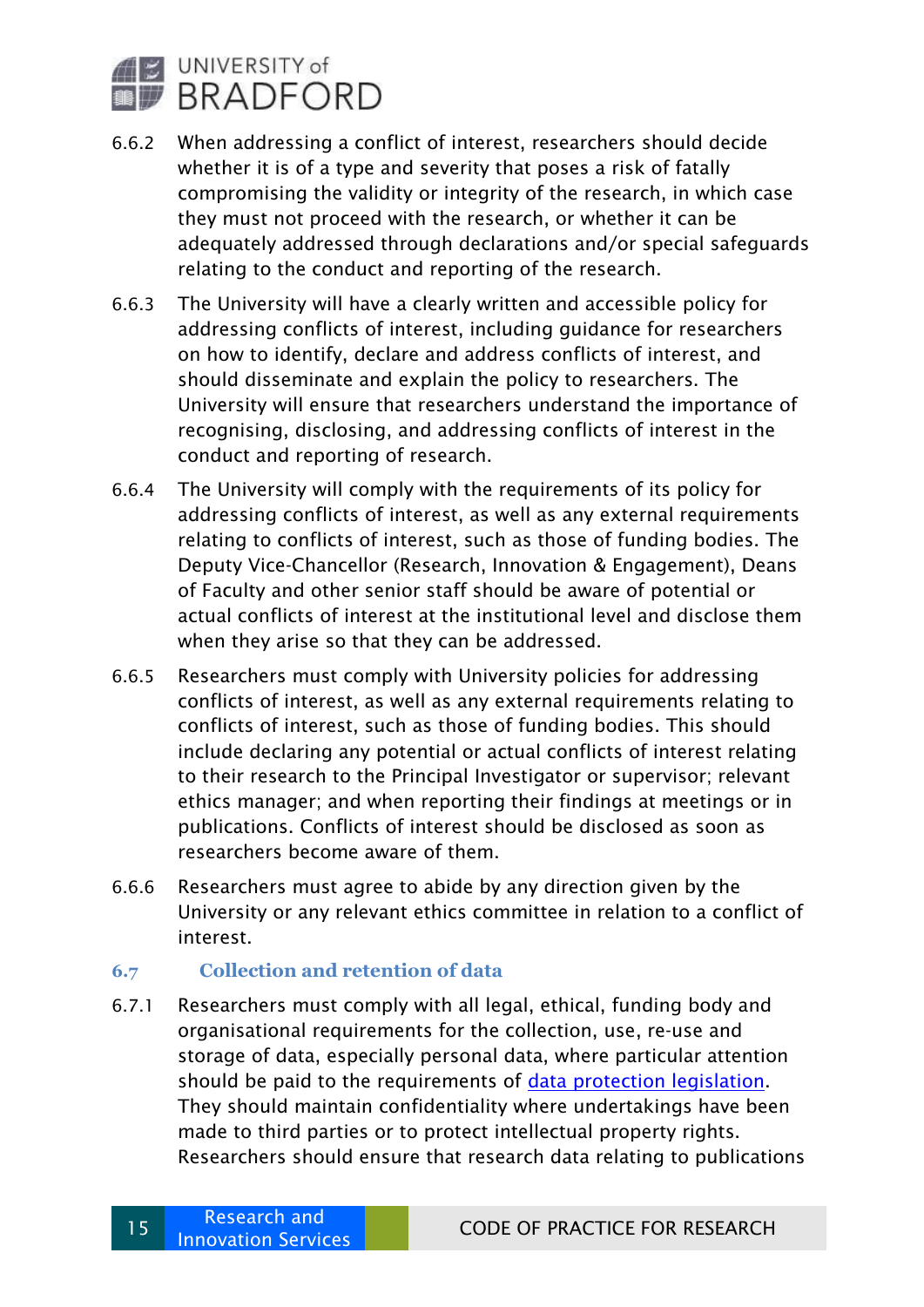6.6.2 When addressing a conflict of interest, researchers should decide whether it is of a type and severity that poses a risk of fatally compromising the validity or integrity of the research, in which case they must not proceed with the research, or whether it can be adequately addressed through declarations and/or special safeguards relating to the conduct and reporting of the research.

6.6.3 The University will have a clearly written and accessible policy for addressing conflicts of interest, including guidance for researchers on how to identify, declare and address conflicts of interest, and should disseminate and explain the policy to researchers. The University will ensure that researchers understand the importance of recognising, disclosing, and addressing conflicts of interest in the conduct and reporting of research.

6.6.4 The University will comply with the requirements of its policy for addressing conflicts of interest, as well as any external requirements relating to conflicts of interest, such as those of funding bodies. The Deputy Vice-Chancellor (Research, Innovation & Engagement), Deans of Faculty and other senior staff should be aware of potential or actual conflicts of interest at the institutional level and disclose them when they arise so that they can be addressed.

6.6.5 Researchers must comply with University policies for addressing conflicts of interest, as well as any external requirements relating to conflicts of interest, such as those of funding bodies. This should include declaring any potential or actual conflicts of interest relating to their research to the Principal Investigator or supervisor; relevant ethics manager; and when reporting their findings at meetings or in publications. Conflicts of interest should be disclosed as soon as researchers become aware of them.

6.6.6 Researchers must agree to abide by any direction given by the University or any relevant ethics committee in relation to a conflict of interest.

### 6.7 Collection and retention of data

6.7.1 Researchers must comply with all legal, ethical, funding body and organisational requirements for the collection, use, re-use and storage of data, especially personal data, where particular attention should be paid to the requirements of data protection legislation. They should maintain confidentiality where undertakings have been made to third parties or to protect intellectual property rights. Researchers should ensure that research data relating to publications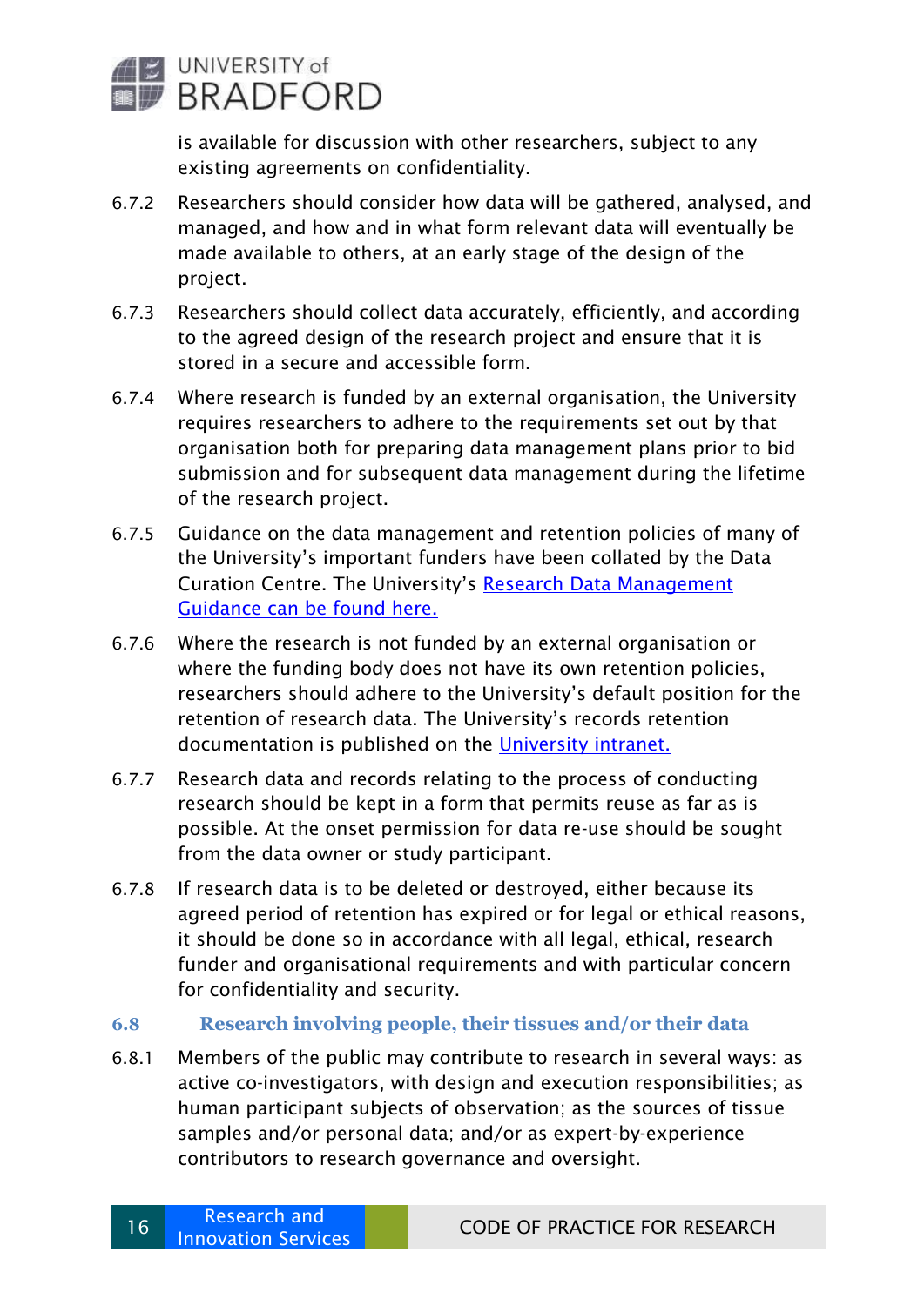is available for discussion with other researchers, subject to any existing agreements on confidentiality.

6.7.2 Researchers should consider how data will be gathered, analysed, and managed, and how and in what form relevant data will eventually be made available to others, at an early stage of the design of the project.

6.7.3 Researchers should collect data accurately, efficiently, and according to the agreed design of the research project and ensure that it is stored in a secure and accessible form.

6.7.4 Where research is funded by an external organisation, the University requires researchers to adhere to the requirements set out by that organisation both for preparing data management plans prior to bid submission and for subsequent data management during the lifetime of the research project.

6.7.5 Guidance on the data management and retention policies of many of the University's important funders have been collated by the Data Curation Centre. The University's Research Data Management Guidance can be found here.

6.7.6 Where the research is not funded by an external organisation or where the funding body does not have its own retention policies, researchers should adhere to the University's default position for the retention of research data. The University's records retention documentation is published on the University intranet.

6.7.7 Research data and records relating to the process of conducting research should be kept in a form that permits reuse as far as is possible. At the onset permission for data re-use should be sought from the data owner or study participant.

6.7.8 If research data is to be deleted or destroyed, either because its agreed period of retention has expired or for legal or ethical reasons, it should be done so in accordance with all legal, ethical, research funder and organisational requirements and with particular concern for confidentiality and security.

## 6.8 Research involving people, their tissues and/or their data

6.8.1 Members of the public may contribute to research in several ways: as active co-investigators, with design and execution responsibilities; as human participant subjects of observation; as the sources of tissue samples and/or personal data; and/or as expert-by-experience contributors to research governance and oversight.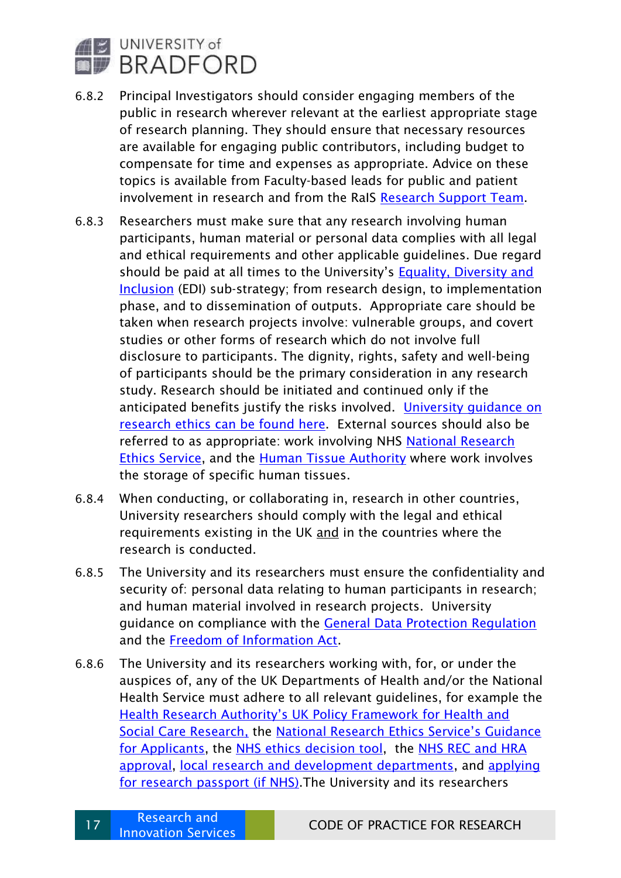6.8.2 Principal Investigators should consider engaging members of the public in research wherever relevant at the earliest appropriate stage of research planning. They should ensure that necessary resources are available for engaging public contributors, including budget to compensate for time and expenses as appropriate. Advice on these topics is available from Faculty-based leads for public and patient involvement in research and from the RaIS Research Support Team.

6.8.3 Researchers must make sure that any research involving human participants, human material or personal data complies with all legal and ethical requirements and other applicable guidelines. Due regard should be paid at all times to the University's Equality, Diversity and Inclusion (EDI) sub-strategy; from research design, to implementation phase, and to dissemination of outputs. Appropriate care should be taken when research projects involve: vulnerable groups, and covert studies or other forms of research which do not involve full disclosure to participants. The dignity, rights, safety and well-being of participants should be the primary consideration in any research study. Research should be initiated and continued only if the anticipated benefits justify the risks involved. University guidance on research ethics can be found here. External sources should also be referred to as appropriate: work involving NHS National Research Ethics Service, and the Human Tissue Authority where work involves the storage of specific human tissues.

6.8.4 When conducting, or collaborating in, research in other countries, University researchers should comply with the legal and ethical requirements existing in the UK and in the countries where the research is conducted.

6.8.5 The University and its researchers must ensure the confidentiality and security of: personal data relating to human participants in research; and human material involved in research projects. University guidance on compliance with the General Data Protection Regulation and the Freedom of Information Act.

6.8.6 The University and its researchers working with, for, or under the auspices of, any of the UK Departments of Health and/or the National Health Service must adhere to all relevant guidelines, for example the Health Research Authority's UK Policy Framework for Health and Social Care Research, the National Research Ethics Service's Guidance for Applicants, the NHS ethics decision tool, the NHS REC and HRA approval, local research and development departments, and applying for research passport (if NHS).The University and its researchers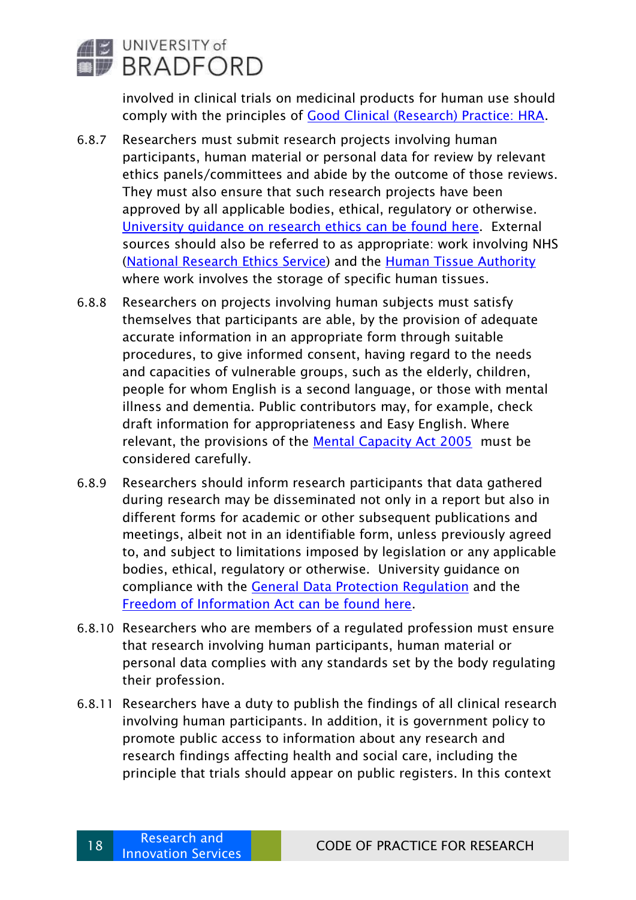involved in clinical trials on medicinal products for human use should comply with the principles of Good Clinical (Research) Practice: HRA.

6.8.7 Researchers must submit research projects involving human participants, human material or personal data for review by relevant ethics panels/committees and abide by the outcome of those reviews. They must also ensure that such research projects have been approved by all applicable bodies, ethical, regulatory or otherwise. University guidance on research ethics can be found here. External sources should also be referred to as appropriate: work involving NHS (National Research Ethics Service) and the Human Tissue Authority where work involves the storage of specific human tissues.

6.8.8 Researchers on projects involving human subjects must satisfy themselves that participants are able, by the provision of adequate accurate information in an appropriate form through suitable procedures, to give informed consent, having regard to the needs and capacities of vulnerable groups, such as the elderly, children, people for whom English is a second language, or those with mental illness and dementia. Public contributors may, for example, check draft information for appropriateness and Easy English. Where relevant, the provisions of the Mental Capacity Act 2005 must be considered carefully.

6.8.9 Researchers should inform research participants that data gathered during research may be disseminated not only in a report but also in different forms for academic or other subsequent publications and meetings, albeit not in an identifiable form, unless previously agreed to, and subject to limitations imposed by legislation or any applicable bodies, ethical, regulatory or otherwise. University guidance on compliance with the General Data Protection Regulation and the Freedom of Information Act can be found here.

6.8.10 Researchers who are members of a regulated profession must ensure that research involving human participants, human material or personal data complies with any standards set by the body regulating their profession.

6.8.11 Researchers have a duty to publish the findings of all clinical research involving human participants. In addition, it is government policy to promote public access to information about any research and research findings affecting health and social care, including the principle that trials should appear on public registers. In this context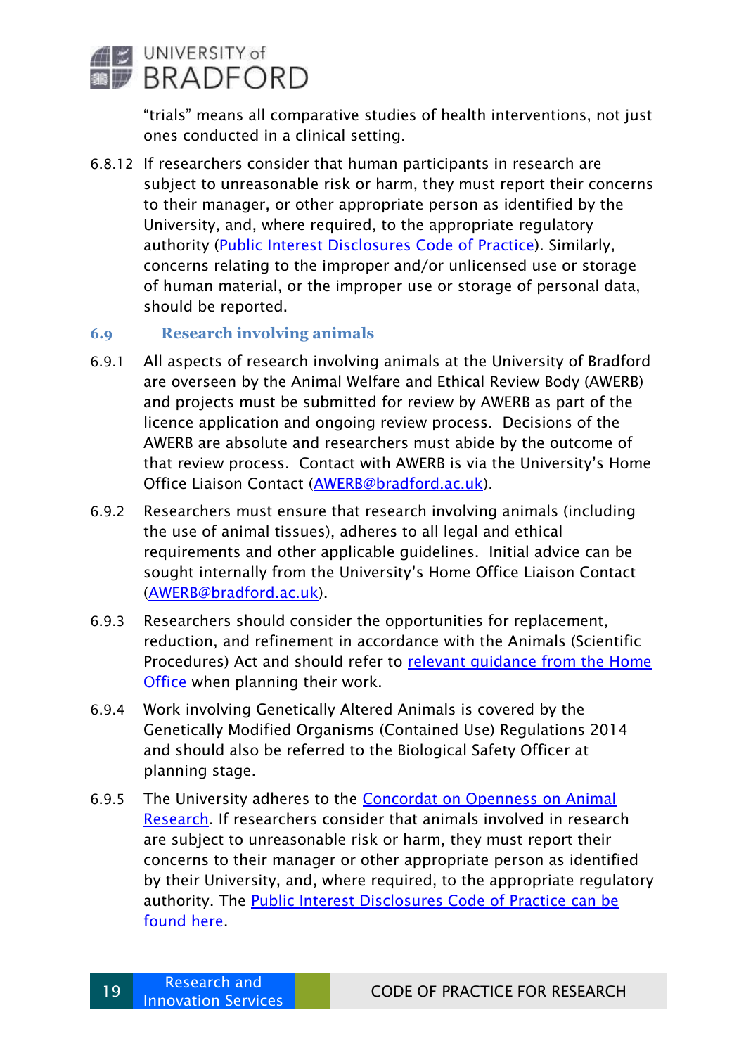"trials" means all comparative studies of health interventions, not just ones conducted in a clinical setting.

6.8.12 If researchers consider that human participants in research are subject to unreasonable risk or harm, they must report their concerns to their manager, or other appropriate person as identified by the University, and, where required, to the appropriate regulatory authority (Public Interest Disclosures Code of Practice). Similarly, concerns relating to the improper and/or unlicensed use or storage of human material, or the improper use or storage of personal data, should be reported.

### 6.9 Research involving animals

6.9.1 All aspects of research involving animals at the University of Bradford are overseen by the Animal Welfare and Ethical Review Body (AWERB) and projects must be submitted for review by AWERB as part of the licence application and ongoing review process. Decisions of the AWERB are absolute and researchers must abide by the outcome of that review process. Contact with AWERB is via the University's Home Office Liaison Contact (AWERB@bradford.ac.uk).

6.9.2 Researchers must ensure that research involving animals (including the use of animal tissues), adheres to all legal and ethical requirements and other applicable guidelines. Initial advice can be sought internally from the University's Home Office Liaison Contact (AWERB@bradford.ac.uk).

6.9.3 Researchers should consider the opportunities for replacement, reduction, and refinement in accordance with the Animals (Scientific Procedures) Act and should refer to relevant guidance from the Home Office when planning their work.

6.9.4 Work involving Genetically Altered Animals is covered by the Genetically Modified Organisms (Contained Use) Regulations 2014 and should also be referred to the Biological Safety Officer at planning stage.

6.9.5 The University adheres to the Concordat on Openness on Animal Research. If researchers consider that animals involved in research are subject to unreasonable risk or harm, they must report their concerns to their manager or other appropriate person as identified by their University, and, where required, to the appropriate regulatory authority. The Public Interest Disclosures Code of Practice can be found here.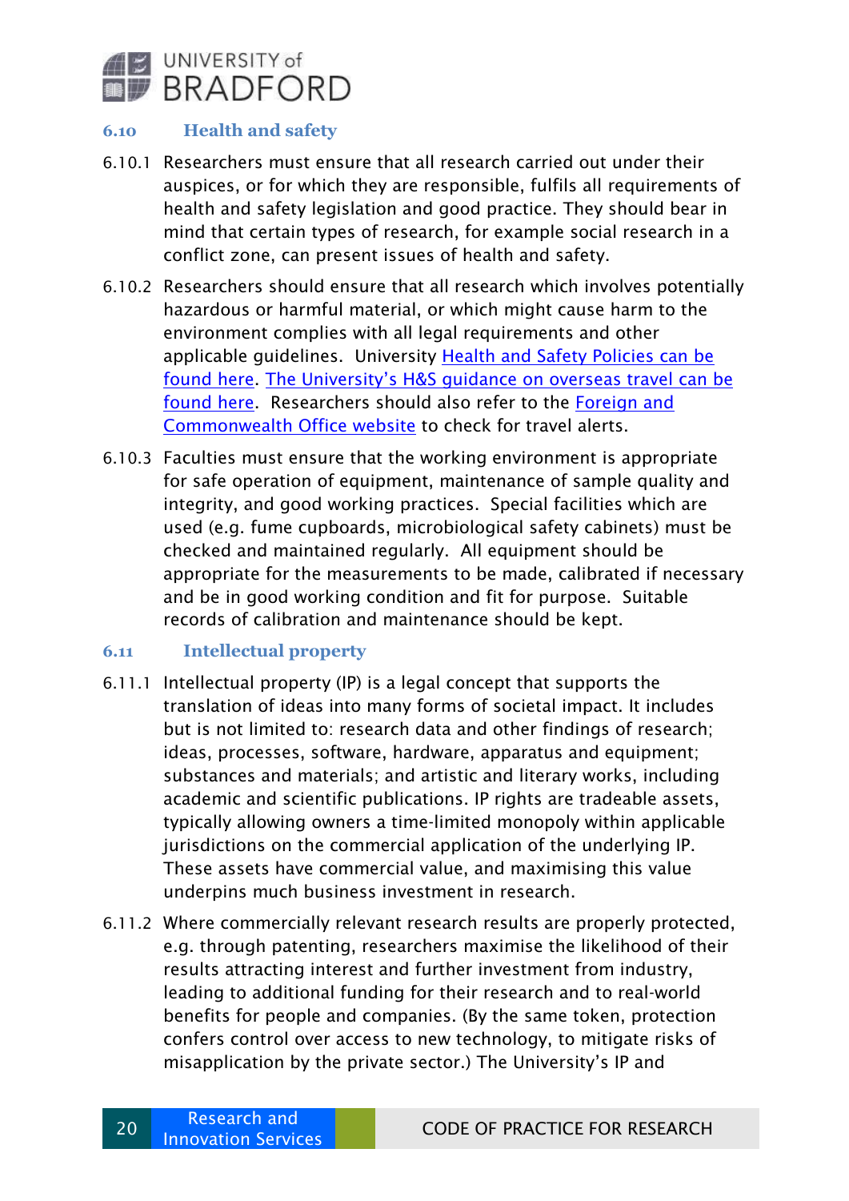### 6.10 Health and safety

6.10.1 Researchers must ensure that all research carried out under their auspices, or for which they are responsible, fulfils all requirements of health and safety legislation and good practice. They should bear in mind that certain types of research, for example social research in a conflict zone, can present issues of health and safety.

6.10.2 Researchers should ensure that all research which involves potentially hazardous or harmful material, or which might cause harm to the environment complies with all legal requirements and other applicable guidelines. University Health and Safety Policies can be found here. The University's H&S guidance on overseas travel can be found here. Researchers should also refer to the Foreign and Commonwealth Office website to check for travel alerts.

6.10.3 Faculties must ensure that the working environment is appropriate for safe operation of equipment, maintenance of sample quality and integrity, and good working practices. Special facilities which are used (e.g. fume cupboards, microbiological safety cabinets) must be checked and maintained regularly. All equipment should be appropriate for the measurements to be made, calibrated if necessary and be in good working condition and fit for purpose. Suitable records of calibration and maintenance should be kept.

### 6.11 Intellectual property

6.11.1 Intellectual property (IP) is a legal concept that supports the translation of ideas into many forms of societal impact. It includes but is not limited to: research data and other findings of research; ideas, processes, software, hardware, apparatus and equipment; substances and materials; and artistic and literary works, including academic and scientific publications. IP rights are tradeable assets, typically allowing owners a time-limited monopoly within applicable jurisdictions on the commercial application of the underlying IP. These assets have commercial value, and maximising this value underpins much business investment in research.

6.11.2 Where commercially relevant research results are properly protected, e.g. through patenting, researchers maximise the likelihood of their results attracting interest and further investment from industry, leading to additional funding for their research and to real-world benefits for people and companies. (By the same token, protection confers control over access to new technology, to mitigate risks of misapplication by the private sector.) The University's IP and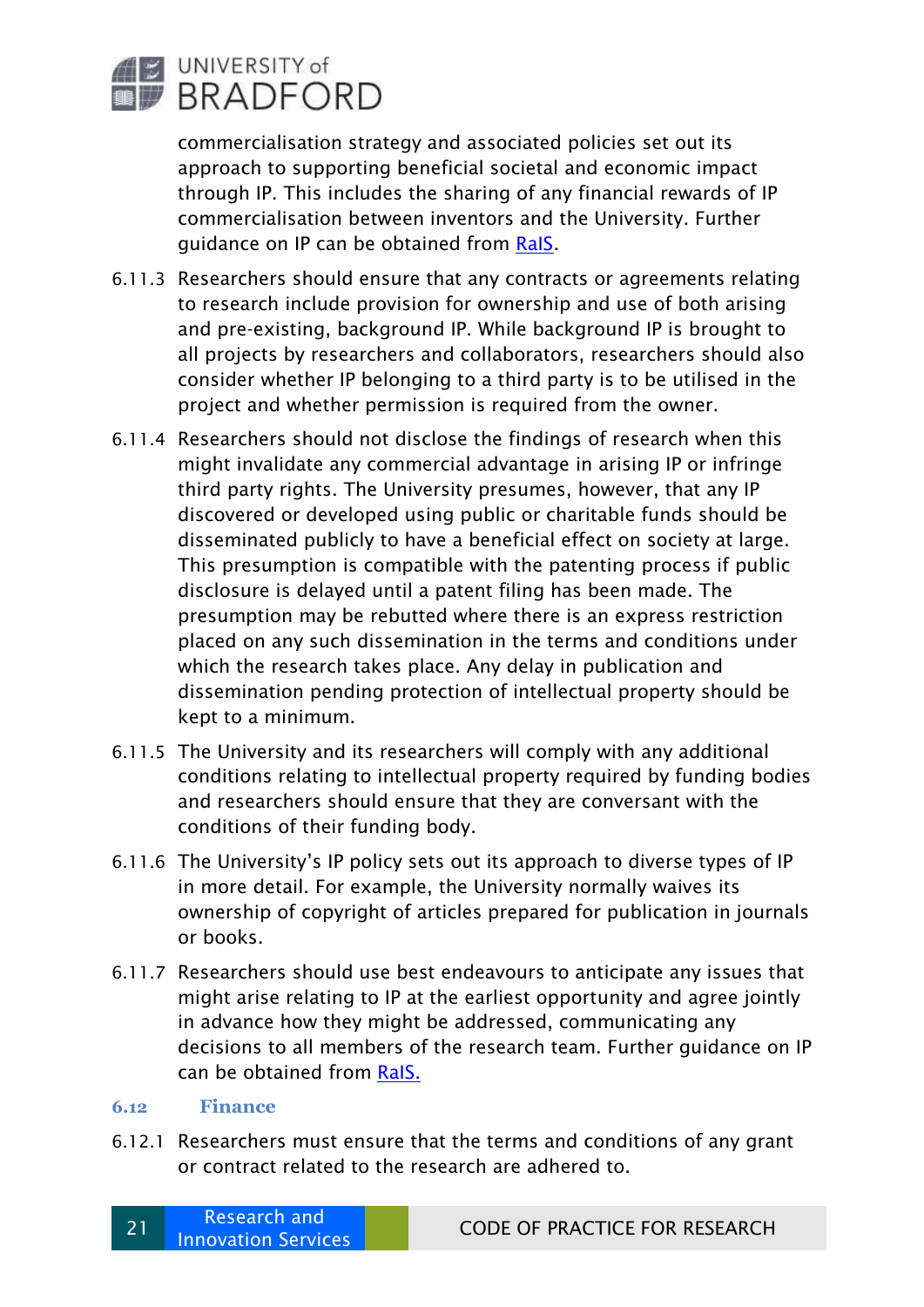commercialisation strategy and associated policies set out its approach to supporting beneficial societal and economic impact through IP. This includes the sharing of any financial rewards of IP commercialisation between inventors and the University. Further guidance on IP can be obtained from [RaIS](#).

6.11.3 Researchers should ensure that any contracts or agreements relating to research include provision for ownership and use of both arising and pre-existing, background IP. While background IP is brought to all projects by researchers and collaborators, researchers should also consider whether IP belonging to a third party is to be utilised in the project and whether permission is required from the owner.

6.11.4 Researchers should not disclose the findings of research when this might invalidate any commercial advantage in arising IP or infringe third party rights. The University presumes, however, that any IP discovered or developed using public or charitable funds should be disseminated publicly to have a beneficial effect on society at large. This presumption is compatible with the patenting process if public disclosure is delayed until a patent filing has been made. The presumption may be rebutted where there is an express restriction placed on any such dissemination in the terms and conditions under which the research takes place. Any delay in publication and dissemination pending protection of intellectual property should be kept to a minimum.

6.11.5 The University and its researchers will comply with any additional conditions relating to intellectual property required by funding bodies and researchers should ensure that they are conversant with the conditions of their funding body.

6.11.6 The University's IP policy sets out its approach to diverse types of IP in more detail. For example, the University normally waives its ownership of copyright of articles prepared for publication in journals or books.

6.11.7 Researchers should use best endeavours to anticipate any issues that might arise relating to IP at the earliest opportunity and agree jointly in advance how they might be addressed, communicating any decisions to all members of the research team. Further guidance on IP can be obtained from [RaIS.](#)

### 6.12 Finance

6.12.1 Researchers must ensure that the terms and conditions of any grant or contract related to the research are adhered to.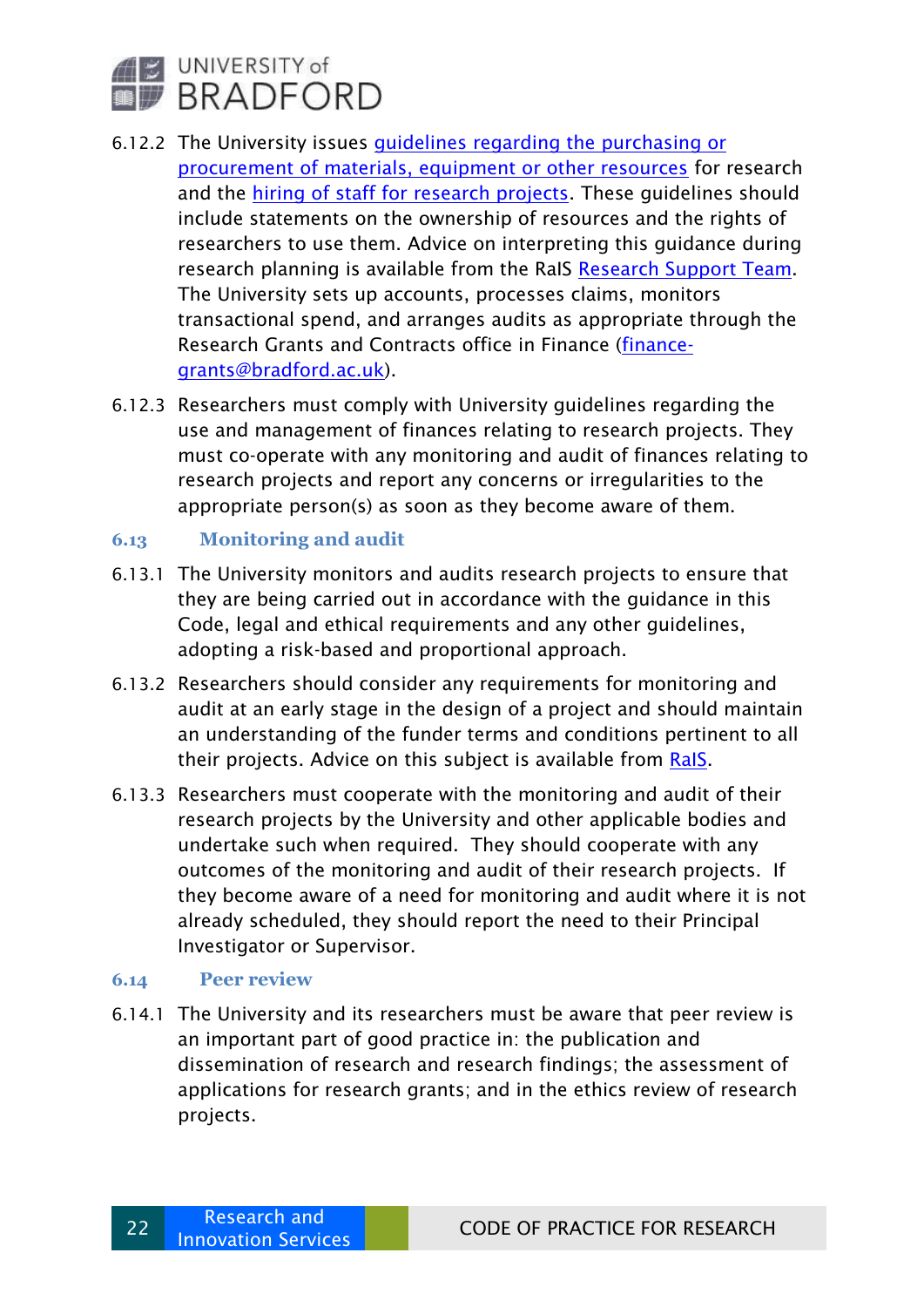6.12.2 The University issues [guidelines regarding the purchasing or procurement of materials, equipment or other resources] for research and the [hiring of staff for research projects]. These guidelines should include statements on the ownership of resources and the rights of researchers to use them. Advice on interpreting this guidance during research planning is available from the RaIS [Research Support Team]. The University sets up accounts, processes claims, monitors transactional spend, and arranges audits as appropriate through the Research Grants and Contracts office in Finance (finance-grants@bradford.ac.uk).

6.12.3 Researchers must comply with University guidelines regarding the use and management of finances relating to research projects. They must co-operate with any monitoring and audit of finances relating to research projects and report any concerns or irregularities to the appropriate person(s) as soon as they become aware of them.

### 6.13 Monitoring and audit

6.13.1 The University monitors and audits research projects to ensure that they are being carried out in accordance with the guidance in this Code, legal and ethical requirements and any other guidelines, adopting a risk-based and proportional approach.

6.13.2 Researchers should consider any requirements for monitoring and audit at an early stage in the design of a project and should maintain an understanding of the funder terms and conditions pertinent to all their projects. Advice on this subject is available from [RaIS].

6.13.3 Researchers must cooperate with the monitoring and audit of their research projects by the University and other applicable bodies and undertake such when required. They should cooperate with any outcomes of the monitoring and audit of their research projects. If they become aware of a need for monitoring and audit where it is not already scheduled, they should report the need to their Principal Investigator or Supervisor.

### 6.14 Peer review

6.14.1 The University and its researchers must be aware that peer review is an important part of good practice in: the publication and dissemination of research and research findings; the assessment of applications for research grants; and in the ethics review of research projects.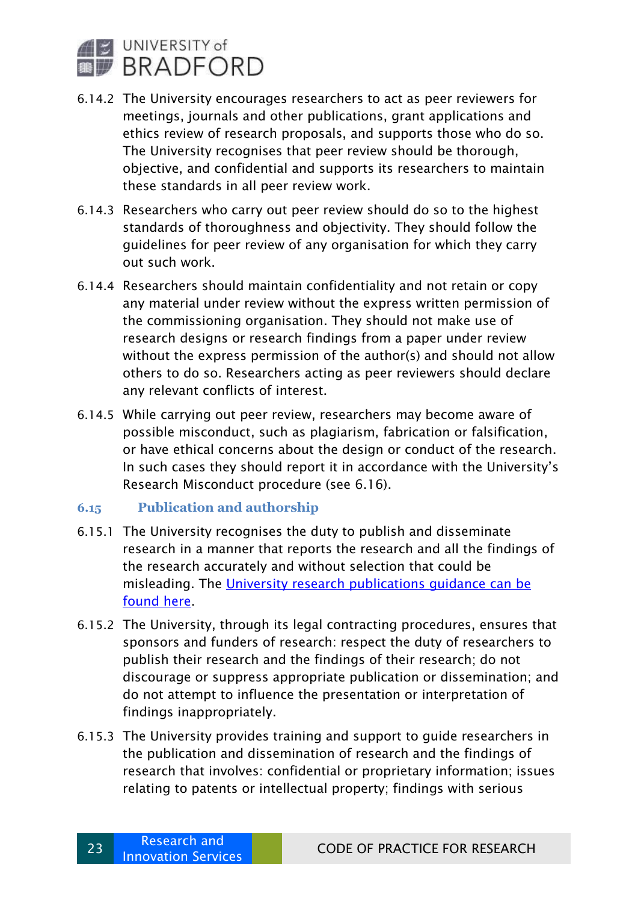6.14.2 The University encourages researchers to act as peer reviewers for meetings, journals and other publications, grant applications and ethics review of research proposals, and supports those who do so. The University recognises that peer review should be thorough, objective, and confidential and supports its researchers to maintain these standards in all peer review work.

6.14.3 Researchers who carry out peer review should do so to the highest standards of thoroughness and objectivity. They should follow the guidelines for peer review of any organisation for which they carry out such work.

6.14.4 Researchers should maintain confidentiality and not retain or copy any material under review without the express written permission of the commissioning organisation. They should not make use of research designs or research findings from a paper under review without the express permission of the author(s) and should not allow others to do so. Researchers acting as peer reviewers should declare any relevant conflicts of interest.

6.14.5 While carrying out peer review, researchers may become aware of possible misconduct, such as plagiarism, fabrication or falsification, or have ethical concerns about the design or conduct of the research. In such cases they should report it in accordance with the University's Research Misconduct procedure (see 6.16).

### 6.15 Publication and authorship

6.15.1 The University recognises the duty to publish and disseminate research in a manner that reports the research and all the findings of the research accurately and without selection that could be misleading. The University research publications guidance can be found here.

6.15.2 The University, through its legal contracting procedures, ensures that sponsors and funders of research: respect the duty of researchers to publish their research and the findings of their research; do not discourage or suppress appropriate publication or dissemination; and do not attempt to influence the presentation or interpretation of findings inappropriately.

6.15.3 The University provides training and support to guide researchers in the publication and dissemination of research and the findings of research that involves: confidential or proprietary information; issues relating to patents or intellectual property; findings with serious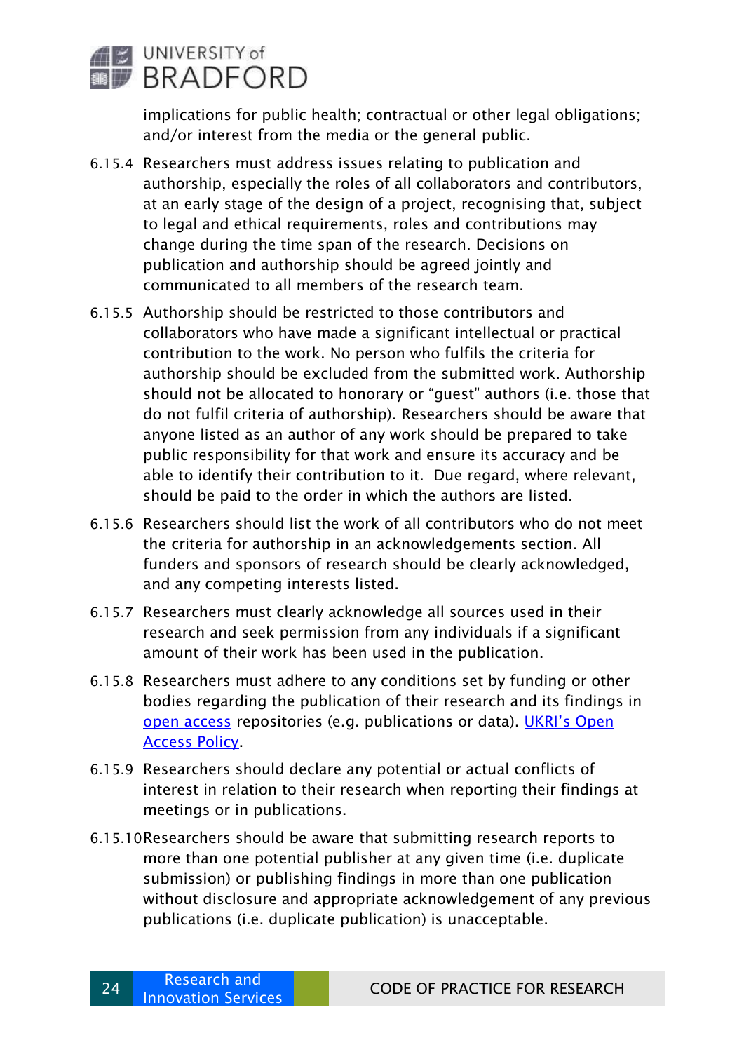implications for public health; contractual or other legal obligations; and/or interest from the media or the general public.

6.15.4 Researchers must address issues relating to publication and authorship, especially the roles of all collaborators and contributors, at an early stage of the design of a project, recognising that, subject to legal and ethical requirements, roles and contributions may change during the time span of the research. Decisions on publication and authorship should be agreed jointly and communicated to all members of the research team.

6.15.5 Authorship should be restricted to those contributors and collaborators who have made a significant intellectual or practical contribution to the work. No person who fulfils the criteria for authorship should be excluded from the submitted work. Authorship should not be allocated to honorary or "guest" authors (i.e. those that do not fulfil criteria of authorship). Researchers should be aware that anyone listed as an author of any work should be prepared to take public responsibility for that work and ensure its accuracy and be able to identify their contribution to it. Due regard, where relevant, should be paid to the order in which the authors are listed.

6.15.6 Researchers should list the work of all contributors who do not meet the criteria for authorship in an acknowledgements section. All funders and sponsors of research should be clearly acknowledged, and any competing interests listed.

6.15.7 Researchers must clearly acknowledge all sources used in their research and seek permission from any individuals if a significant amount of their work has been used in the publication.

6.15.8 Researchers must adhere to any conditions set by funding or other bodies regarding the publication of their research and its findings in open access repositories (e.g. publications or data). UKRI's Open Access Policy.

6.15.9 Researchers should declare any potential or actual conflicts of interest in relation to their research when reporting their findings at meetings or in publications.

6.15.10 Researchers should be aware that submitting research reports to more than one potential publisher at any given time (i.e. duplicate submission) or publishing findings in more than one publication without disclosure and appropriate acknowledgement of any previous publications (i.e. duplicate publication) is unacceptable.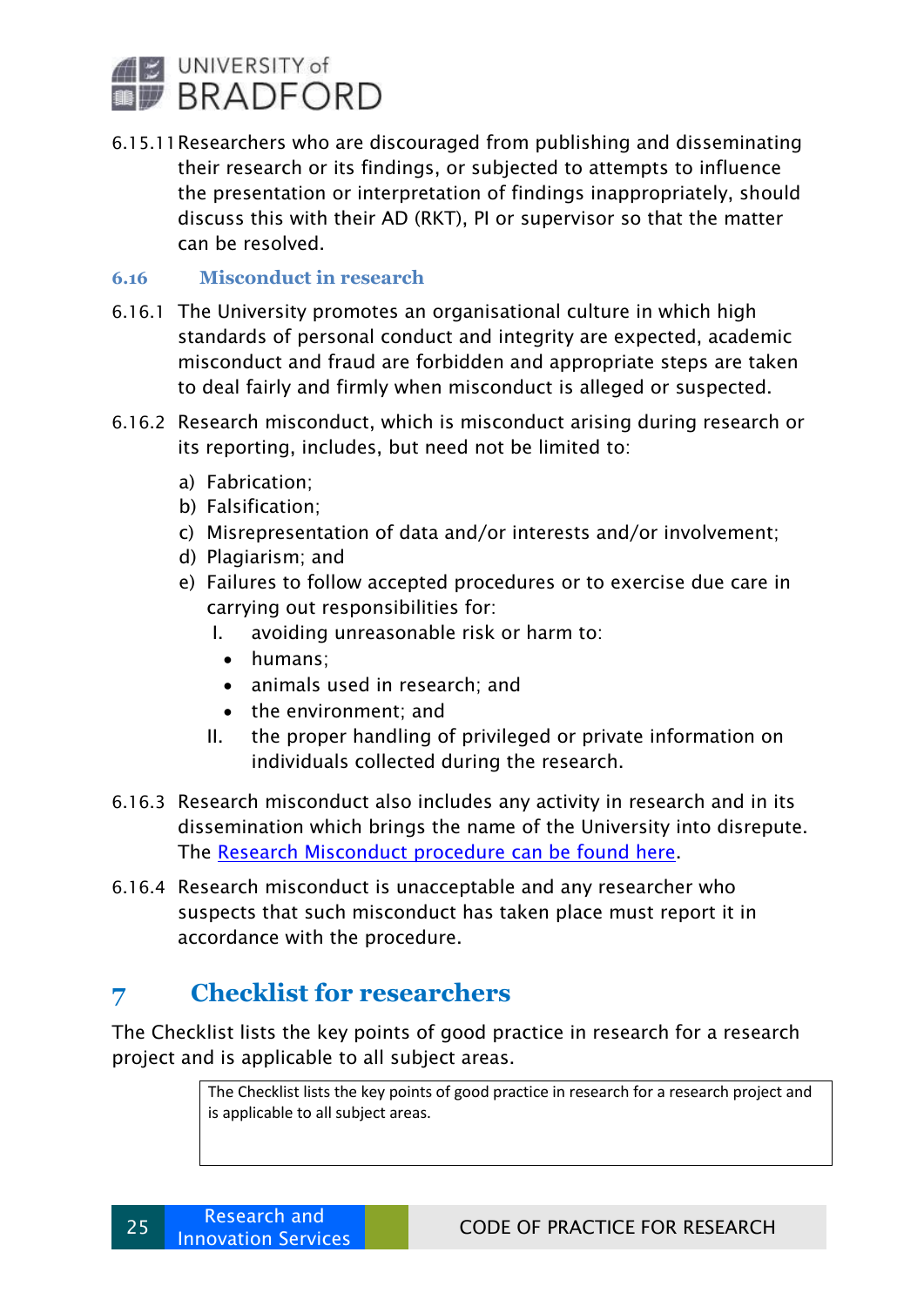6.15.11 Researchers who are discouraged from publishing and disseminating their research or its findings, or subjected to attempts to influence the presentation or interpretation of findings inappropriately, should discuss this with their AD (RKT), PI or supervisor so that the matter can be resolved.

### 6.16 Misconduct in research

6.16.1 The University promotes an organisational culture in which high standards of personal conduct and integrity are expected, academic misconduct and fraud are forbidden and appropriate steps are taken to deal fairly and firmly when misconduct is alleged or suspected.

6.16.2 Research misconduct, which is misconduct arising during research or its reporting, includes, but need not be limited to:

a) Fabrication;
b) Falsification;
c) Misrepresentation of data and/or interests and/or involvement;
d) Plagiarism; and
e) Failures to follow accepted procedures or to exercise due care in carrying out responsibilities for:
   I. avoiding unreasonable risk or harm to:
      - humans;
      - animals used in research; and
      - the environment; and
   II. the proper handling of privileged or private information on individuals collected during the research.

6.16.3 Research misconduct also includes any activity in research and in its dissemination which brings the name of the University into disrepute. The Research Misconduct procedure can be found here.

6.16.4 Research misconduct is unacceptable and any researcher who suspects that such misconduct has taken place must report it in accordance with the procedure.

## 7 Checklist for researchers

The Checklist lists the key points of good practice in research for a research project and is applicable to all subject areas.

| The Checklist lists the key points of good practice in research for a research project and is applicable to all subject areas. |
|---|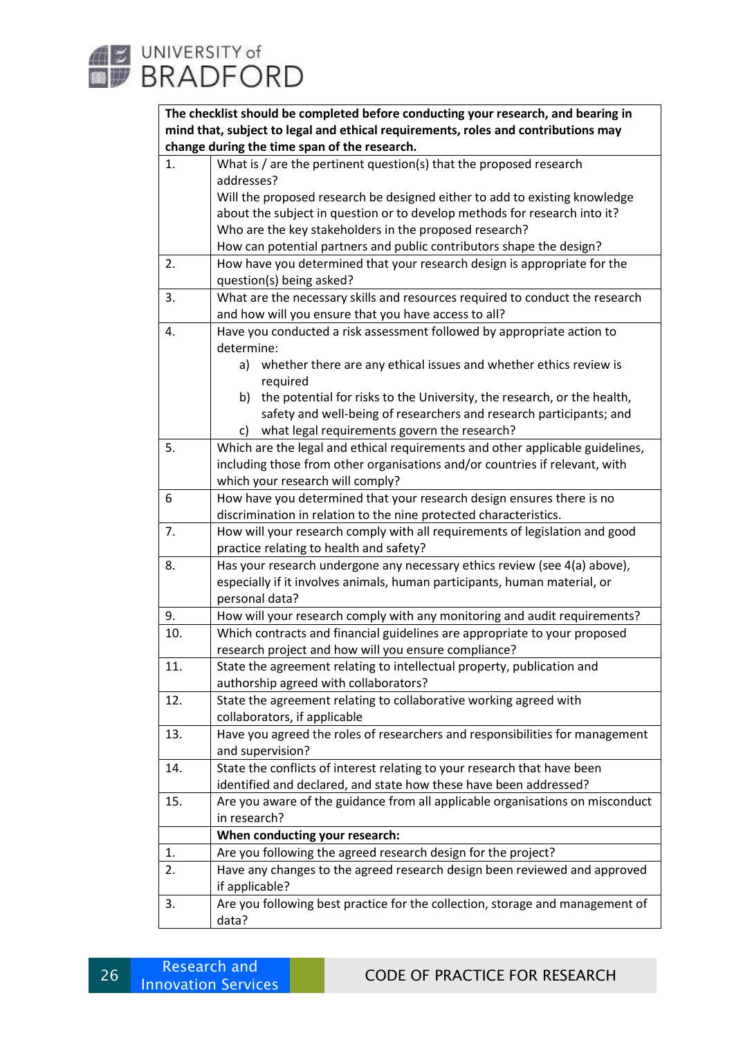| The checklist should be completed before conducting your research, and bearing in mind that, subject to legal and ethical requirements, roles and contributions may change during the time span of the research. | |
|---|---|
| 1. | What is / are the pertinent question(s) that the proposed research addresses?<br>Will the proposed research be designed either to add to existing knowledge about the subject in question or to develop methods for research into it?<br>Who are the key stakeholders in the proposed research?<br>How can potential partners and public contributors shape the design? |
| 2. | How have you determined that your research design is appropriate for the question(s) being asked? |
| 3. | What are the necessary skills and resources required to conduct the research and how will you ensure that you have access to all? |
| 4. | Have you conducted a risk assessment followed by appropriate action to determine:<br>a) whether there are any ethical issues and whether ethics review is required<br>b) the potential for risks to the University, the research, or the health, safety and well-being of researchers and research participants; and<br>c) what legal requirements govern the research? |
| 5. | Which are the legal and ethical requirements and other applicable guidelines, including those from other organisations and/or countries if relevant, with which your research will comply? |
| 6 | How have you determined that your research design ensures there is no discrimination in relation to the nine protected characteristics. |
| 7. | How will your research comply with all requirements of legislation and good practice relating to health and safety? |
| 8. | Has your research undergone any necessary ethics review (see 4(a) above), especially if it involves animals, human participants, human material, or personal data? |
| 9. | How will your research comply with any monitoring and audit requirements? |
| 10. | Which contracts and financial guidelines are appropriate to your proposed research project and how will you ensure compliance? |
| 11. | State the agreement relating to intellectual property, publication and authorship agreed with collaborators? |
| 12. | State the agreement relating to collaborative working agreed with collaborators, if applicable |
| 13. | Have you agreed the roles of researchers and responsibilities for management and supervision? |
| 14. | State the conflicts of interest relating to your research that have been identified and declared, and state how these have been addressed? |
| 15. | Are you aware of the guidance from all applicable organisations on misconduct in research? |
| | **When conducting your research:** |
| 1. | Are you following the agreed research design for the project? |
| 2. | Have any changes to the agreed research design been reviewed and approved if applicable? |
| 3. | Are you following best practice for the collection, storage and management of data? |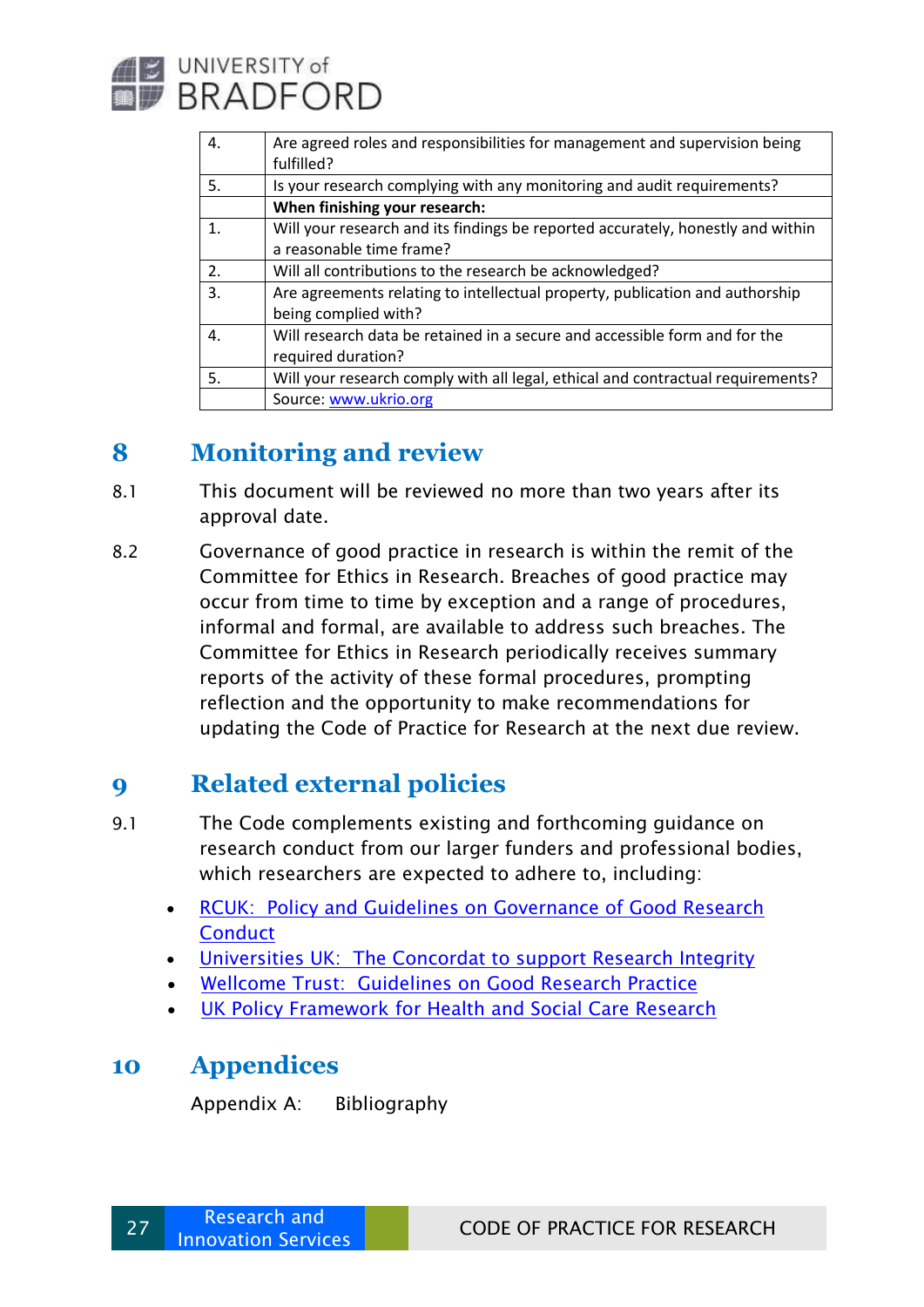| | |
|---|---|
| 4. | Are agreed roles and responsibilities for management and supervision being fulfilled? |
| 5. | Is your research complying with any monitoring and audit requirements? |
| | **When finishing your research:** |
| 1. | Will your research and its findings be reported accurately, honestly and within a reasonable time frame? |
| 2. | Will all contributions to the research be acknowledged? |
| 3. | Are agreements relating to intellectual property, publication and authorship being complied with? |
| 4. | Will research data be retained in a secure and accessible form and for the required duration? |
| 5. | Will your research comply with all legal, ethical and contractual requirements? |
| | Source: [www.ukrio.org](www.ukrio.org) |

## 8 Monitoring and review

8.1 This document will be reviewed no more than two years after its approval date.

8.2 Governance of good practice in research is within the remit of the Committee for Ethics in Research. Breaches of good practice may occur from time to time by exception and a range of procedures, informal and formal, are available to address such breaches. The Committee for Ethics in Research periodically receives summary reports of the activity of these formal procedures, prompting reflection and the opportunity to make recommendations for updating the Code of Practice for Research at the next due review.

## 9 Related external policies

9.1 The Code complements existing and forthcoming guidance on research conduct from our larger funders and professional bodies, which researchers are expected to adhere to, including:

- RCUK: Policy and Guidelines on Governance of Good Research Conduct
- Universities UK: The Concordat to support Research Integrity
- Wellcome Trust: Guidelines on Good Research Practice
- UK Policy Framework for Health and Social Care Research

## 10 Appendices

Appendix A: Bibliography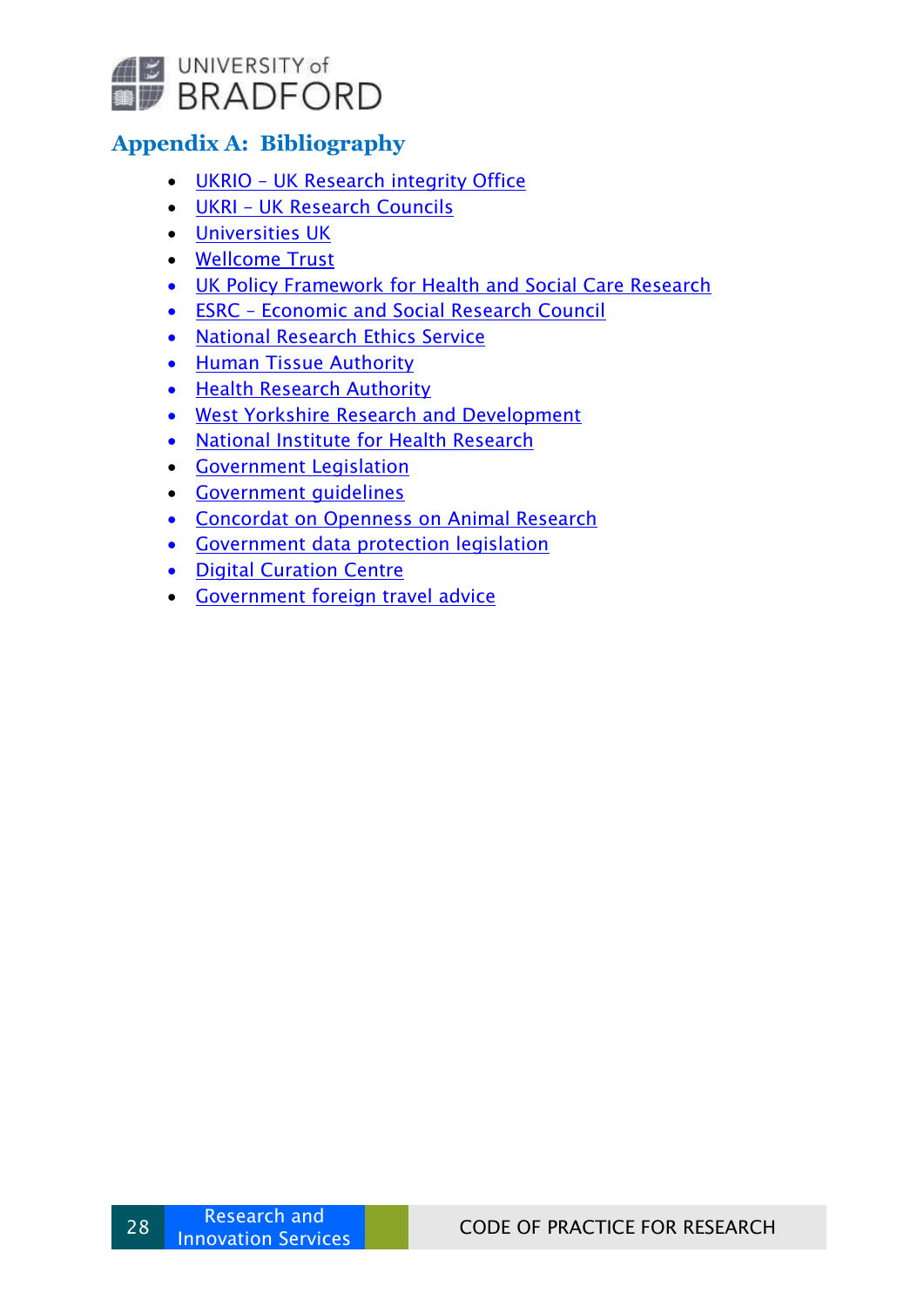## Appendix A: Bibliography

- UKRIO – UK Research integrity Office
- UKRI – UK Research Councils
- Universities UK
- Wellcome Trust
- UK Policy Framework for Health and Social Care Research
- ESRC – Economic and Social Research Council
- National Research Ethics Service
- Human Tissue Authority
- Health Research Authority
- West Yorkshire Research and Development
- National Institute for Health Research
- Government Legislation
- Government guidelines
- Concordat on Openness on Animal Research
- Government data protection legislation
- Digital Curation Centre
- Government foreign travel advice